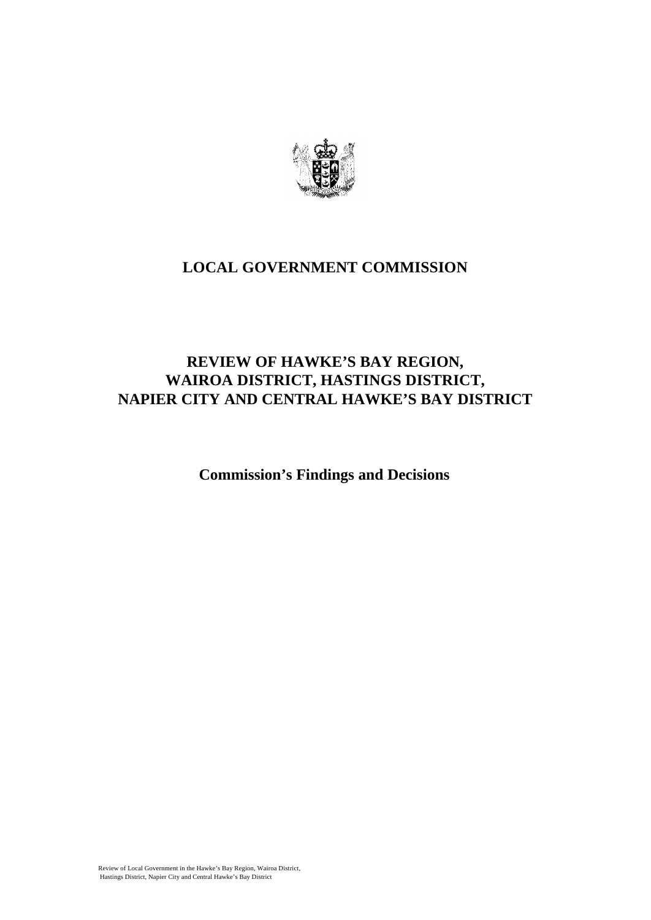# LOCAL GOVERNMENT COMMISSION

## REVIEW OF HAWKE'S BAY REGION, WAIROA DISTRICT, HASTINGS DISTRICT, NAPIER CITY AND CENTRAL HAWKE'S BAY DISTRICT

### Commission's Findings and Decisions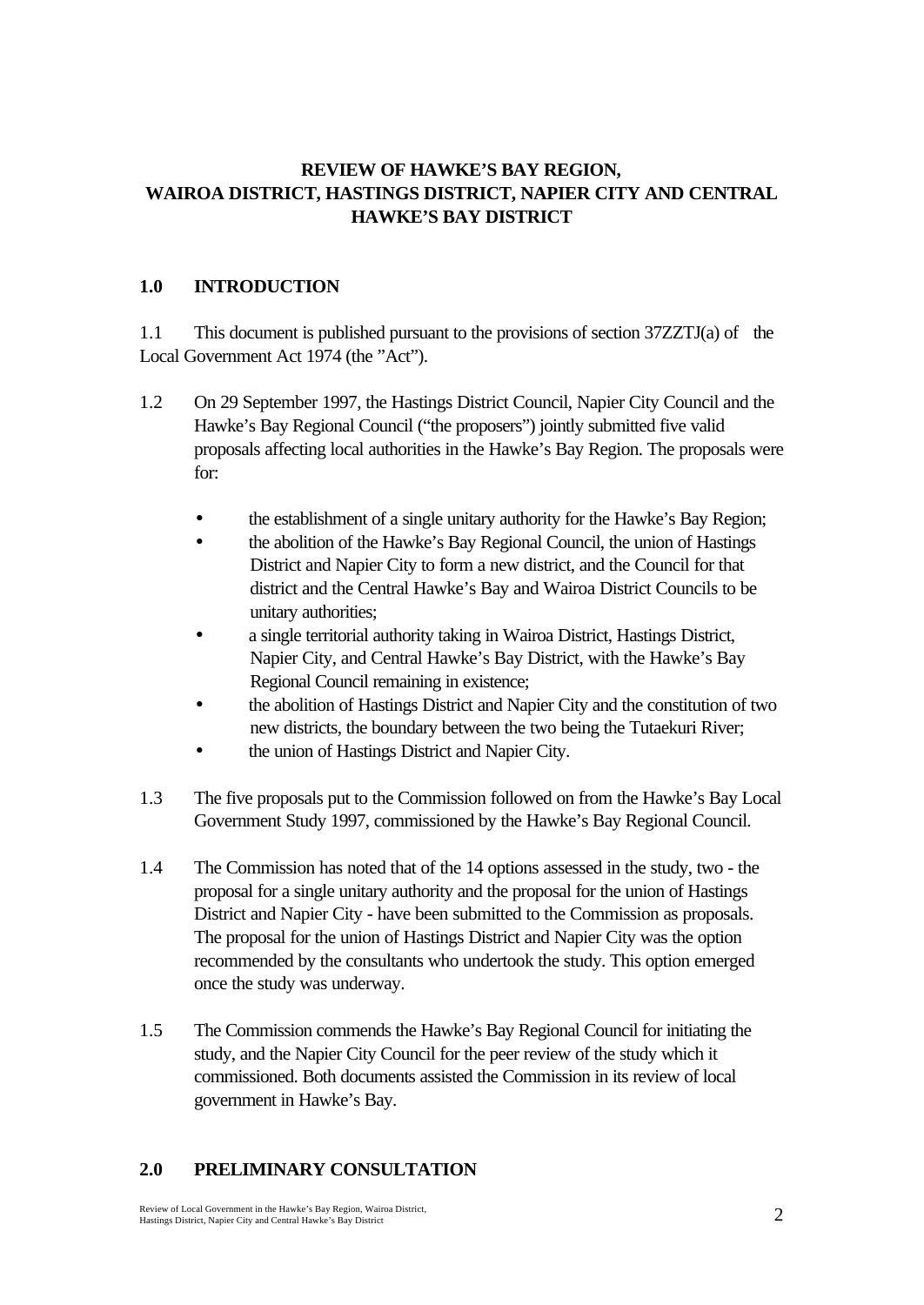# REVIEW OF HAWKE'S BAY REGION, WAIROA DISTRICT, HASTINGS DISTRICT, NAPIER CITY AND CENTRAL HAWKE'S BAY DISTRICT

## 1.0 INTRODUCTION

1.1 This document is published pursuant to the provisions of section 37ZZTJ(a) of the Local Government Act 1974 (the "Act").

1.2 On 29 September 1997, the Hastings District Council, Napier City Council and the Hawke's Bay Regional Council ("the proposers") jointly submitted five valid proposals affecting local authorities in the Hawke's Bay Region. The proposals were for:

- the establishment of a single unitary authority for the Hawke's Bay Region;
- the abolition of the Hawke's Bay Regional Council, the union of Hastings District and Napier City to form a new district, and the Council for that district and the Central Hawke's Bay and Wairoa District Councils to be unitary authorities;
- a single territorial authority taking in Wairoa District, Hastings District, Napier City, and Central Hawke's Bay District, with the Hawke's Bay Regional Council remaining in existence;
- the abolition of Hastings District and Napier City and the constitution of two new districts, the boundary between the two being the Tutaekuri River;
- the union of Hastings District and Napier City.

1.3 The five proposals put to the Commission followed on from the Hawke's Bay Local Government Study 1997, commissioned by the Hawke's Bay Regional Council.

1.4 The Commission has noted that of the 14 options assessed in the study, two - the proposal for a single unitary authority and the proposal for the union of Hastings District and Napier City - have been submitted to the Commission as proposals. The proposal for the union of Hastings District and Napier City was the option recommended by the consultants who undertook the study. This option emerged once the study was underway.

1.5 The Commission commends the Hawke's Bay Regional Council for initiating the study, and the Napier City Council for the peer review of the study which it commissioned. Both documents assisted the Commission in its review of local government in Hawke's Bay.

## 2.0 PRELIMINARY CONSULTATION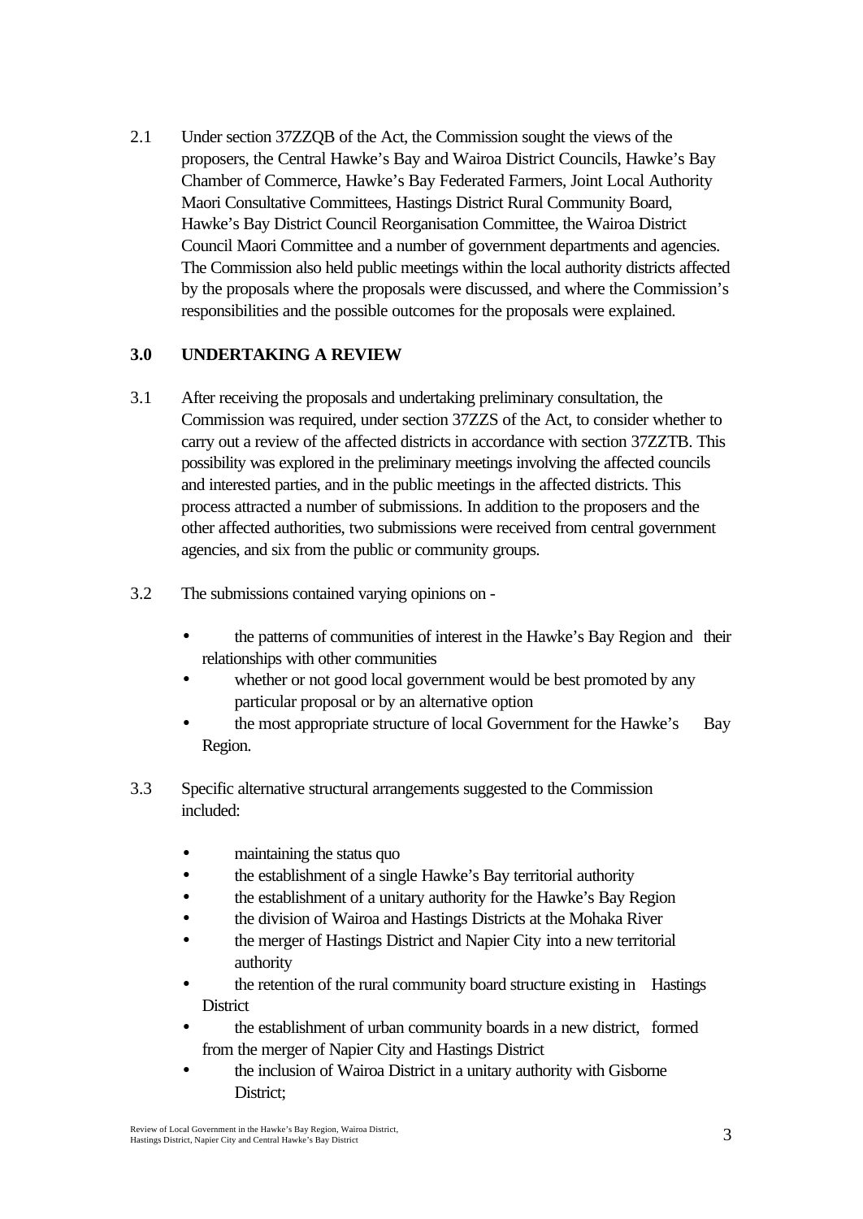2.1 Under section 37ZZQB of the Act, the Commission sought the views of the proposers, the Central Hawke's Bay and Wairoa District Councils, Hawke's Bay Chamber of Commerce, Hawke's Bay Federated Farmers, Joint Local Authority Maori Consultative Committees, Hastings District Rural Community Board, Hawke's Bay District Council Reorganisation Committee, the Wairoa District Council Maori Committee and a number of government departments and agencies. The Commission also held public meetings within the local authority districts affected by the proposals where the proposals were discussed, and where the Commission's responsibilities and the possible outcomes for the proposals were explained.

## 3.0 UNDERTAKING A REVIEW

3.1 After receiving the proposals and undertaking preliminary consultation, the Commission was required, under section 37ZZS of the Act, to consider whether to carry out a review of the affected districts in accordance with section 37ZZTB. This possibility was explored in the preliminary meetings involving the affected councils and interested parties, and in the public meetings in the affected districts. This process attracted a number of submissions. In addition to the proposers and the other affected authorities, two submissions were received from central government agencies, and six from the public or community groups.

3.2 The submissions contained varying opinions on -

- the patterns of communities of interest in the Hawke's Bay Region and their relationships with other communities
- whether or not good local government would be best promoted by any particular proposal or by an alternative option
- the most appropriate structure of local Government for the Hawke's Bay Region.

3.3 Specific alternative structural arrangements suggested to the Commission included:

- maintaining the status quo
- the establishment of a single Hawke's Bay territorial authority
- the establishment of a unitary authority for the Hawke's Bay Region
- the division of Wairoa and Hastings Districts at the Mohaka River
- the merger of Hastings District and Napier City into a new territorial authority
- the retention of the rural community board structure existing in Hastings District
- the establishment of urban community boards in a new district, formed from the merger of Napier City and Hastings District
- the inclusion of Wairoa District in a unitary authority with Gisborne District;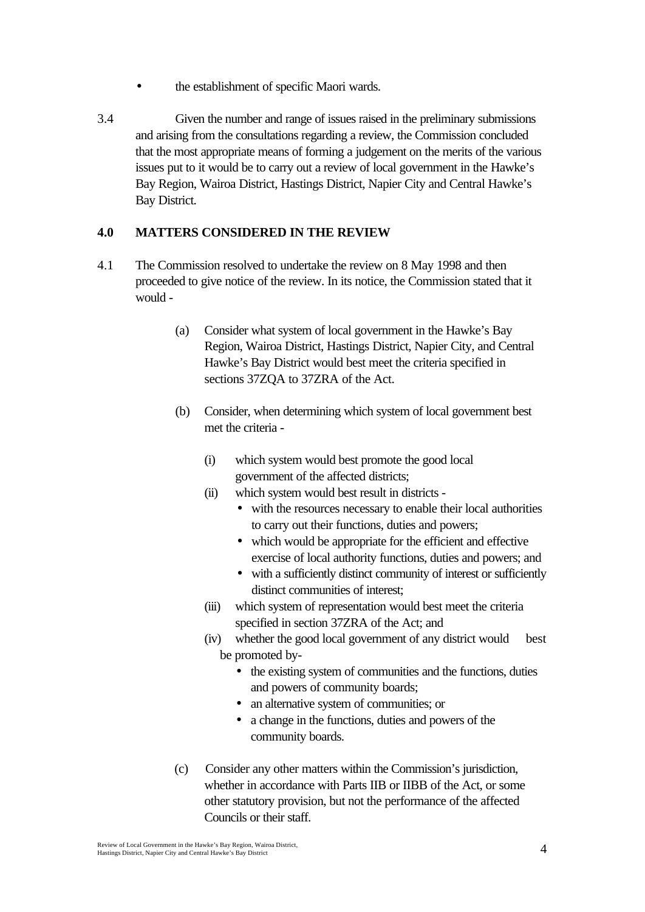- the establishment of specific Maori wards.

3.4 Given the number and range of issues raised in the preliminary submissions and arising from the consultations regarding a review, the Commission concluded that the most appropriate means of forming a judgement on the merits of the various issues put to it would be to carry out a review of local government in the Hawke's Bay Region, Wairoa District, Hastings District, Napier City and Central Hawke's Bay District.

## 4.0 MATTERS CONSIDERED IN THE REVIEW

4.1 The Commission resolved to undertake the review on 8 May 1998 and then proceeded to give notice of the review. In its notice, the Commission stated that it would -

(a) Consider what system of local government in the Hawke's Bay Region, Wairoa District, Hastings District, Napier City, and Central Hawke's Bay District would best meet the criteria specified in sections 37ZQA to 37ZRA of the Act.

(b) Consider, when determining which system of local government best met the criteria -

(i) which system would best promote the good local government of the affected districts;

(ii) which system would best result in districts -
- with the resources necessary to enable their local authorities to carry out their functions, duties and powers;
- which would be appropriate for the efficient and effective exercise of local authority functions, duties and powers; and
- with a sufficiently distinct community of interest or sufficiently distinct communities of interest;

(iii) which system of representation would best meet the criteria specified in section 37ZRA of the Act; and

(iv) whether the good local government of any district would best be promoted by-
- the existing system of communities and the functions, duties and powers of community boards;
- an alternative system of communities; or
- a change in the functions, duties and powers of the community boards.

(c) Consider any other matters within the Commission's jurisdiction, whether in accordance with Parts IIB or IIBB of the Act, or some other statutory provision, but not the performance of the affected Councils or their staff.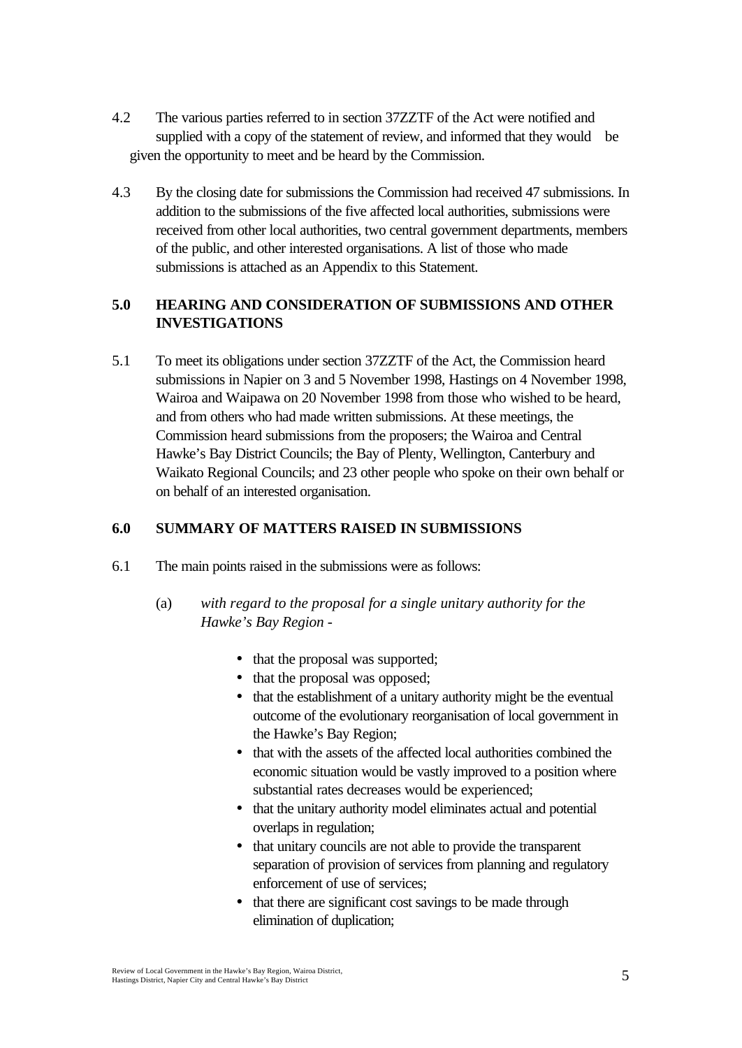4.2 The various parties referred to in section 37ZZTF of the Act were notified and supplied with a copy of the statement of review, and informed that they would be given the opportunity to meet and be heard by the Commission.

4.3 By the closing date for submissions the Commission had received 47 submissions. In addition to the submissions of the five affected local authorities, submissions were received from other local authorities, two central government departments, members of the public, and other interested organisations. A list of those who made submissions is attached as an Appendix to this Statement.

## 5.0 HEARING AND CONSIDERATION OF SUBMISSIONS AND OTHER INVESTIGATIONS

5.1 To meet its obligations under section 37ZZTF of the Act, the Commission heard submissions in Napier on 3 and 5 November 1998, Hastings on 4 November 1998, Wairoa and Waipawa on 20 November 1998 from those who wished to be heard, and from others who had made written submissions. At these meetings, the Commission heard submissions from the proposers; the Wairoa and Central Hawke's Bay District Councils; the Bay of Plenty, Wellington, Canterbury and Waikato Regional Councils; and 23 other people who spoke on their own behalf or on behalf of an interested organisation.

## 6.0 SUMMARY OF MATTERS RAISED IN SUBMISSIONS

6.1 The main points raised in the submissions were as follows:

(a) *with regard to the proposal for a single unitary authority for the Hawke's Bay Region -*

- that the proposal was supported;
- that the proposal was opposed;
- that the establishment of a unitary authority might be the eventual outcome of the evolutionary reorganisation of local government in the Hawke's Bay Region;
- that with the assets of the affected local authorities combined the economic situation would be vastly improved to a position where substantial rates decreases would be experienced;
- that the unitary authority model eliminates actual and potential overlaps in regulation;
- that unitary councils are not able to provide the transparent separation of provision of services from planning and regulatory enforcement of use of services;
- that there are significant cost savings to be made through elimination of duplication;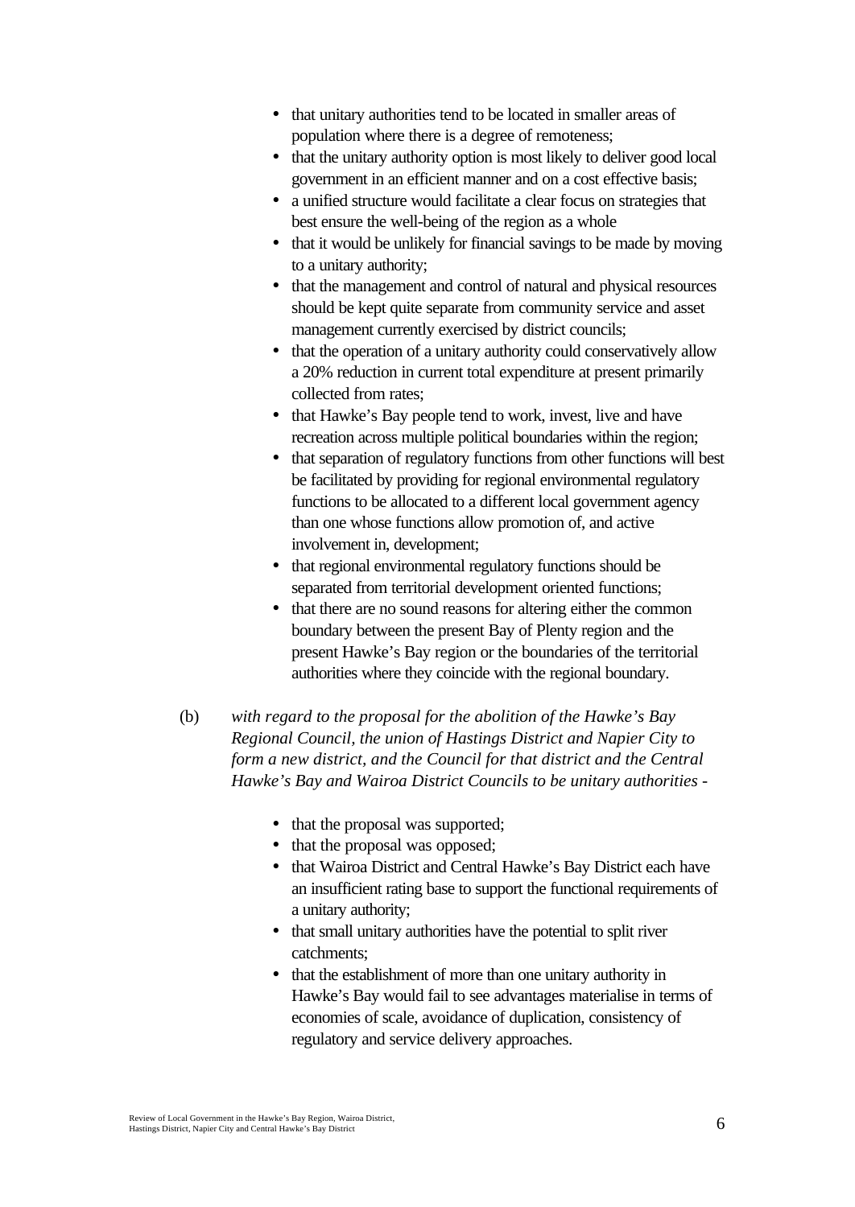- that unitary authorities tend to be located in smaller areas of population where there is a degree of remoteness;
- that the unitary authority option is most likely to deliver good local government in an efficient manner and on a cost effective basis;
- a unified structure would facilitate a clear focus on strategies that best ensure the well-being of the region as a whole
- that it would be unlikely for financial savings to be made by moving to a unitary authority;
- that the management and control of natural and physical resources should be kept quite separate from community service and asset management currently exercised by district councils;
- that the operation of a unitary authority could conservatively allow a 20% reduction in current total expenditure at present primarily collected from rates;
- that Hawke's Bay people tend to work, invest, live and have recreation across multiple political boundaries within the region;
- that separation of regulatory functions from other functions will best be facilitated by providing for regional environmental regulatory functions to be allocated to a different local government agency than one whose functions allow promotion of, and active involvement in, development;
- that regional environmental regulatory functions should be separated from territorial development oriented functions;
- that there are no sound reasons for altering either the common boundary between the present Bay of Plenty region and the present Hawke's Bay region or the boundaries of the territorial authorities where they coincide with the regional boundary.

(b) *with regard to the proposal for the abolition of the Hawke's Bay Regional Council, the union of Hastings District and Napier City to form a new district, and the Council for that district and the Central Hawke's Bay and Wairoa District Councils to be unitary authorities* -

- that the proposal was supported;
- that the proposal was opposed;
- that Wairoa District and Central Hawke's Bay District each have an insufficient rating base to support the functional requirements of a unitary authority;
- that small unitary authorities have the potential to split river catchments;
- that the establishment of more than one unitary authority in Hawke's Bay would fail to see advantages materialise in terms of economies of scale, avoidance of duplication, consistency of regulatory and service delivery approaches.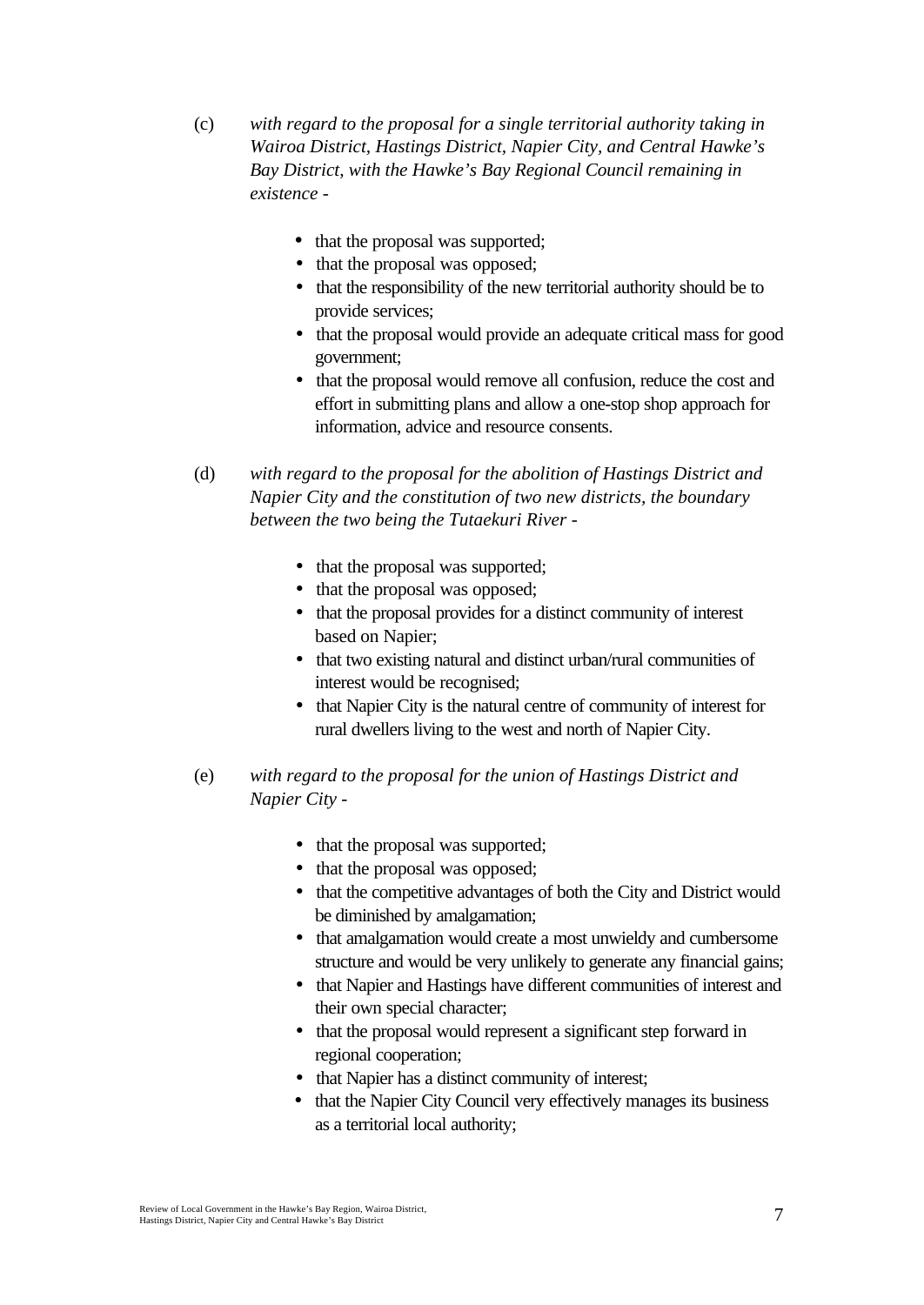(c) *with regard to the proposal for a single territorial authority taking in Wairoa District, Hastings District, Napier City, and Central Hawke's Bay District, with the Hawke's Bay Regional Council remaining in existence -*

- that the proposal was supported;
- that the proposal was opposed;
- that the responsibility of the new territorial authority should be to provide services;
- that the proposal would provide an adequate critical mass for good government;
- that the proposal would remove all confusion, reduce the cost and effort in submitting plans and allow a one-stop shop approach for information, advice and resource consents.

(d) *with regard to the proposal for the abolition of Hastings District and Napier City and the constitution of two new districts, the boundary between the two being the Tutaekuri River -*

- that the proposal was supported;
- that the proposal was opposed;
- that the proposal provides for a distinct community of interest based on Napier;
- that two existing natural and distinct urban/rural communities of interest would be recognised;
- that Napier City is the natural centre of community of interest for rural dwellers living to the west and north of Napier City.

(e) *with regard to the proposal for the union of Hastings District and Napier City -*

- that the proposal was supported;
- that the proposal was opposed;
- that the competitive advantages of both the City and District would be diminished by amalgamation;
- that amalgamation would create a most unwieldy and cumbersome structure and would be very unlikely to generate any financial gains;
- that Napier and Hastings have different communities of interest and their own special character;
- that the proposal would represent a significant step forward in regional cooperation;
- that Napier has a distinct community of interest;
- that the Napier City Council very effectively manages its business as a territorial local authority;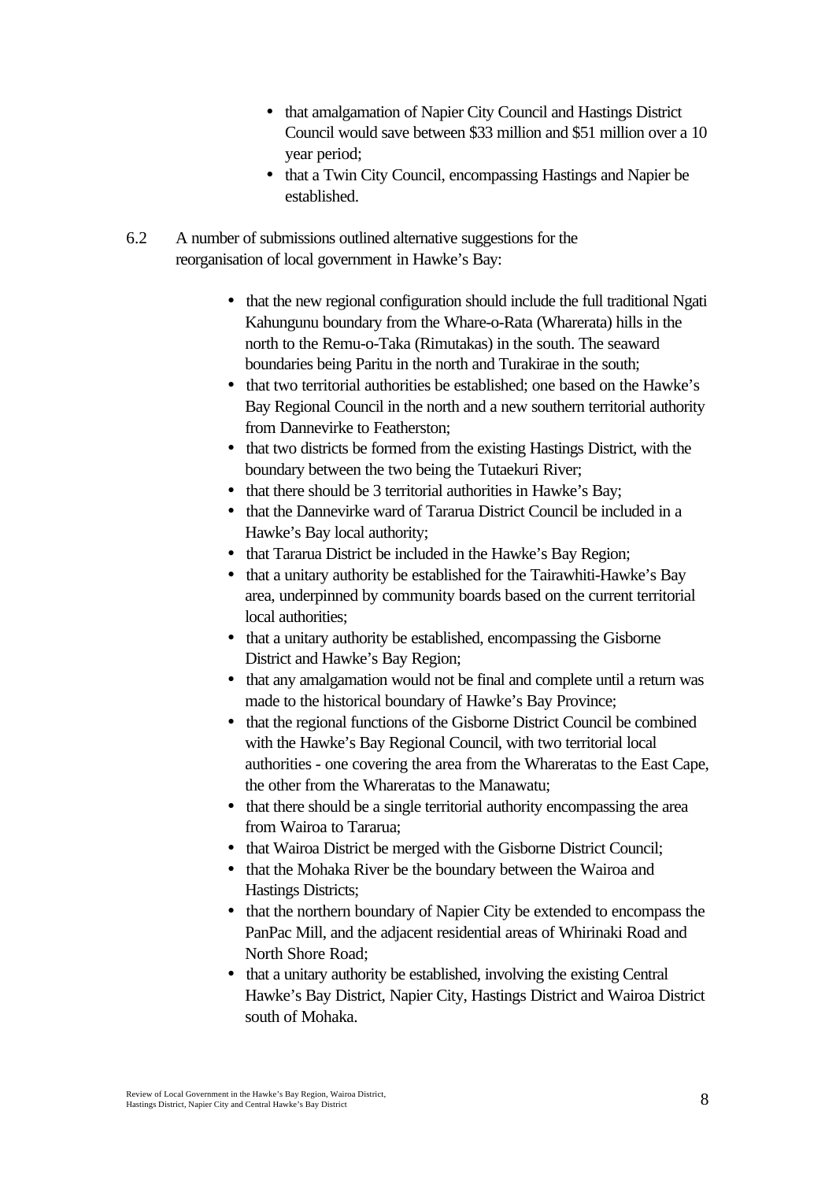- that amalgamation of Napier City Council and Hastings District Council would save between $33 million and $51 million over a 10 year period;
- that a Twin City Council, encompassing Hastings and Napier be established.

6.2 A number of submissions outlined alternative suggestions for the reorganisation of local government in Hawke's Bay:

- that the new regional configuration should include the full traditional Ngati Kahungunu boundary from the Whare-o-Rata (Wharerata) hills in the north to the Remu-o-Taka (Rimutakas) in the south. The seaward boundaries being Paritu in the north and Turakirae in the south;
- that two territorial authorities be established; one based on the Hawke's Bay Regional Council in the north and a new southern territorial authority from Dannevirke to Featherston;
- that two districts be formed from the existing Hastings District, with the boundary between the two being the Tutaekuri River;
- that there should be 3 territorial authorities in Hawke's Bay;
- that the Dannevirke ward of Tararua District Council be included in a Hawke's Bay local authority;
- that Tararua District be included in the Hawke's Bay Region;
- that a unitary authority be established for the Tairawhiti-Hawke's Bay area, underpinned by community boards based on the current territorial local authorities;
- that a unitary authority be established, encompassing the Gisborne District and Hawke's Bay Region;
- that any amalgamation would not be final and complete until a return was made to the historical boundary of Hawke's Bay Province;
- that the regional functions of the Gisborne District Council be combined with the Hawke's Bay Regional Council, with two territorial local authorities - one covering the area from the Whareratas to the East Cape, the other from the Whareratas to the Manawatu;
- that there should be a single territorial authority encompassing the area from Wairoa to Tararua;
- that Wairoa District be merged with the Gisborne District Council;
- that the Mohaka River be the boundary between the Wairoa and Hastings Districts;
- that the northern boundary of Napier City be extended to encompass the PanPac Mill, and the adjacent residential areas of Whirinaki Road and North Shore Road;
- that a unitary authority be established, involving the existing Central Hawke's Bay District, Napier City, Hastings District and Wairoa District south of Mohaka.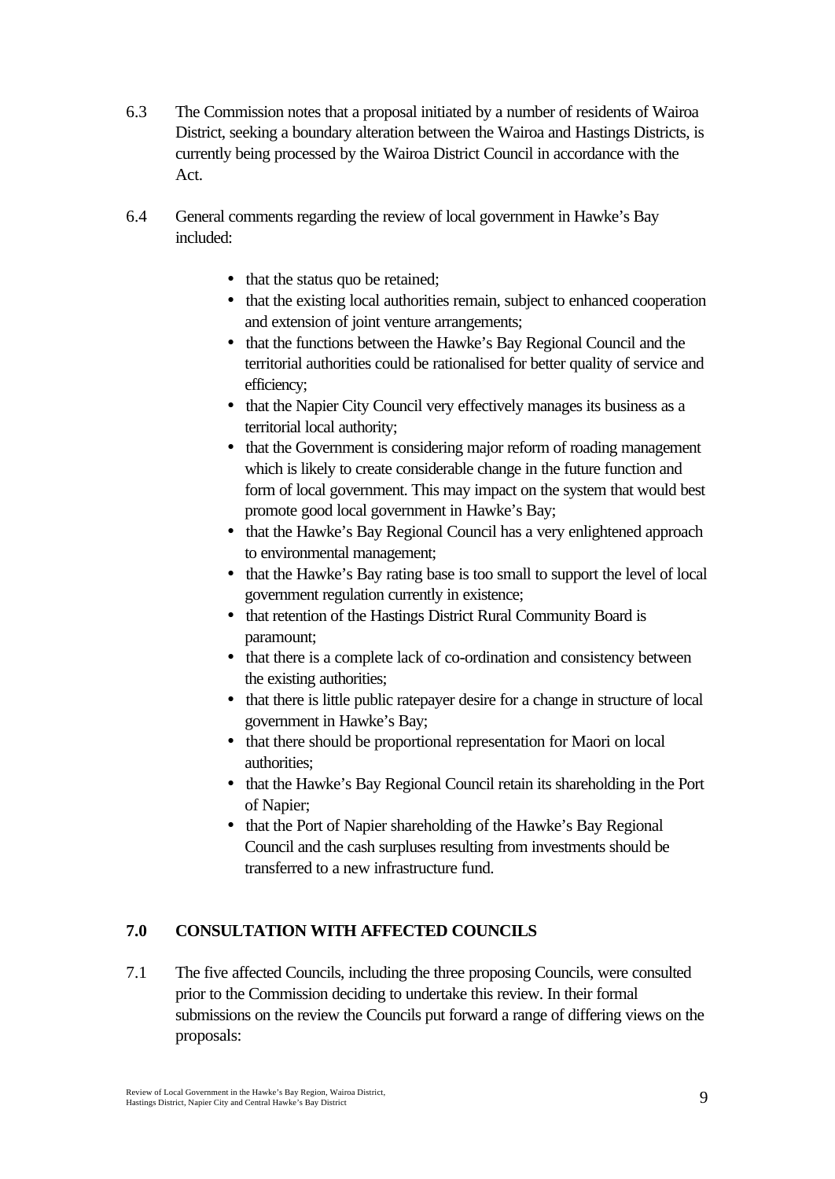6.3 The Commission notes that a proposal initiated by a number of residents of Wairoa District, seeking a boundary alteration between the Wairoa and Hastings Districts, is currently being processed by the Wairoa District Council in accordance with the Act.

6.4 General comments regarding the review of local government in Hawke's Bay included:

- that the status quo be retained;
- that the existing local authorities remain, subject to enhanced cooperation and extension of joint venture arrangements;
- that the functions between the Hawke's Bay Regional Council and the territorial authorities could be rationalised for better quality of service and efficiency;
- that the Napier City Council very effectively manages its business as a territorial local authority;
- that the Government is considering major reform of roading management which is likely to create considerable change in the future function and form of local government. This may impact on the system that would best promote good local government in Hawke's Bay;
- that the Hawke's Bay Regional Council has a very enlightened approach to environmental management;
- that the Hawke's Bay rating base is too small to support the level of local government regulation currently in existence;
- that retention of the Hastings District Rural Community Board is paramount;
- that there is a complete lack of co-ordination and consistency between the existing authorities;
- that there is little public ratepayer desire for a change in structure of local government in Hawke's Bay;
- that there should be proportional representation for Maori on local authorities;
- that the Hawke's Bay Regional Council retain its shareholding in the Port of Napier;
- that the Port of Napier shareholding of the Hawke's Bay Regional Council and the cash surpluses resulting from investments should be transferred to a new infrastructure fund.

## 7.0 CONSULTATION WITH AFFECTED COUNCILS

7.1 The five affected Councils, including the three proposing Councils, were consulted prior to the Commission deciding to undertake this review. In their formal submissions on the review the Councils put forward a range of differing views on the proposals: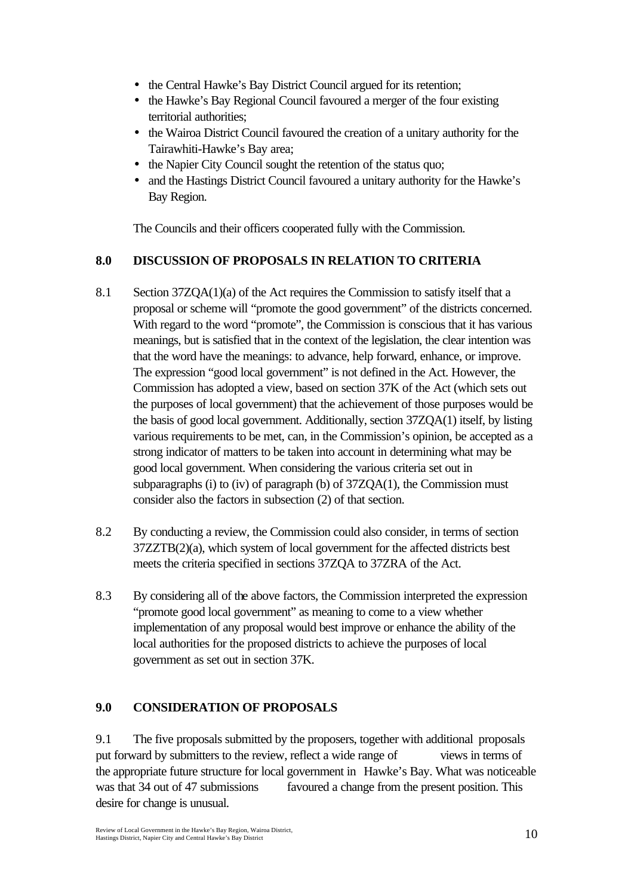- the Central Hawke's Bay District Council argued for its retention;
- the Hawke's Bay Regional Council favoured a merger of the four existing territorial authorities;
- the Wairoa District Council favoured the creation of a unitary authority for the Tairawhiti-Hawke's Bay area;
- the Napier City Council sought the retention of the status quo;
- and the Hastings District Council favoured a unitary authority for the Hawke's Bay Region.

The Councils and their officers cooperated fully with the Commission.

## 8.0 DISCUSSION OF PROPOSALS IN RELATION TO CRITERIA

8.1 Section 37ZQA(1)(a) of the Act requires the Commission to satisfy itself that a proposal or scheme will "promote the good government" of the districts concerned. With regard to the word "promote", the Commission is conscious that it has various meanings, but is satisfied that in the context of the legislation, the clear intention was that the word have the meanings: to advance, help forward, enhance, or improve. The expression "good local government" is not defined in the Act. However, the Commission has adopted a view, based on section 37K of the Act (which sets out the purposes of local government) that the achievement of those purposes would be the basis of good local government. Additionally, section 37ZQA(1) itself, by listing various requirements to be met, can, in the Commission's opinion, be accepted as a strong indicator of matters to be taken into account in determining what may be good local government. When considering the various criteria set out in subparagraphs (i) to (iv) of paragraph (b) of 37ZQA(1), the Commission must consider also the factors in subsection (2) of that section.

8.2 By conducting a review, the Commission could also consider, in terms of section 37ZZTB(2)(a), which system of local government for the affected districts best meets the criteria specified in sections 37ZQA to 37ZRA of the Act.

8.3 By considering all of the above factors, the Commission interpreted the expression "promote good local government" as meaning to come to a view whether implementation of any proposal would best improve or enhance the ability of the local authorities for the proposed districts to achieve the purposes of local government as set out in section 37K.

## 9.0 CONSIDERATION OF PROPOSALS

9.1 The five proposals submitted by the proposers, together with additional proposals put forward by submitters to the review, reflect a wide range of views in terms of the appropriate future structure for local government in Hawke's Bay. What was noticeable was that 34 out of 47 submissions favoured a change from the present position. This desire for change is unusual.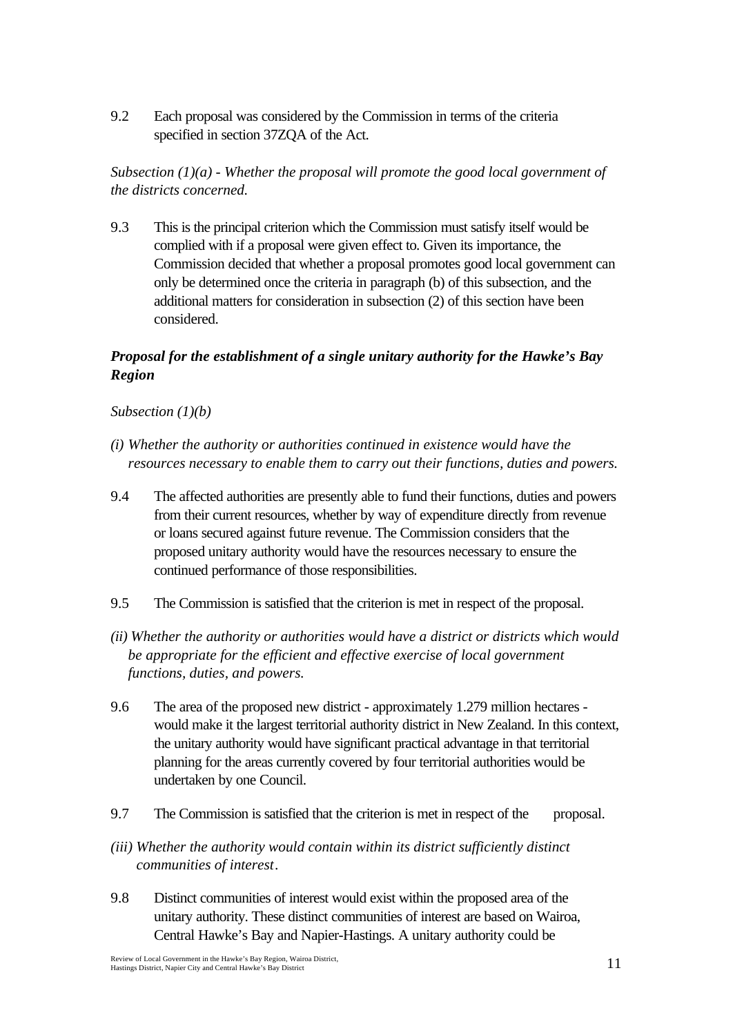9.2 Each proposal was considered by the Commission in terms of the criteria specified in section 37ZQA of the Act.

*Subsection (1)(a) - Whether the proposal will promote the good local government of the districts concerned.*

9.3 This is the principal criterion which the Commission must satisfy itself would be complied with if a proposal were given effect to. Given its importance, the Commission decided that whether a proposal promotes good local government can only be determined once the criteria in paragraph (b) of this subsection, and the additional matters for consideration in subsection (2) of this section have been considered.

***Proposal for the establishment of a single unitary authority for the Hawke's Bay Region***

*Subsection (1)(b)*

*(i) Whether the authority or authorities continued in existence would have the resources necessary to enable them to carry out their functions, duties and powers.*

9.4 The affected authorities are presently able to fund their functions, duties and powers from their current resources, whether by way of expenditure directly from revenue or loans secured against future revenue. The Commission considers that the proposed unitary authority would have the resources necessary to ensure the continued performance of those responsibilities.

9.5 The Commission is satisfied that the criterion is met in respect of the proposal.

*(ii) Whether the authority or authorities would have a district or districts which would be appropriate for the efficient and effective exercise of local government functions, duties, and powers.*

9.6 The area of the proposed new district - approximately 1.279 million hectares - would make it the largest territorial authority district in New Zealand. In this context, the unitary authority would have significant practical advantage in that territorial planning for the areas currently covered by four territorial authorities would be undertaken by one Council.

9.7 The Commission is satisfied that the criterion is met in respect of the proposal.

*(iii) Whether the authority would contain within its district sufficiently distinct communities of interest.*

9.8 Distinct communities of interest would exist within the proposed area of the unitary authority. These distinct communities of interest are based on Wairoa, Central Hawke's Bay and Napier-Hastings. A unitary authority could be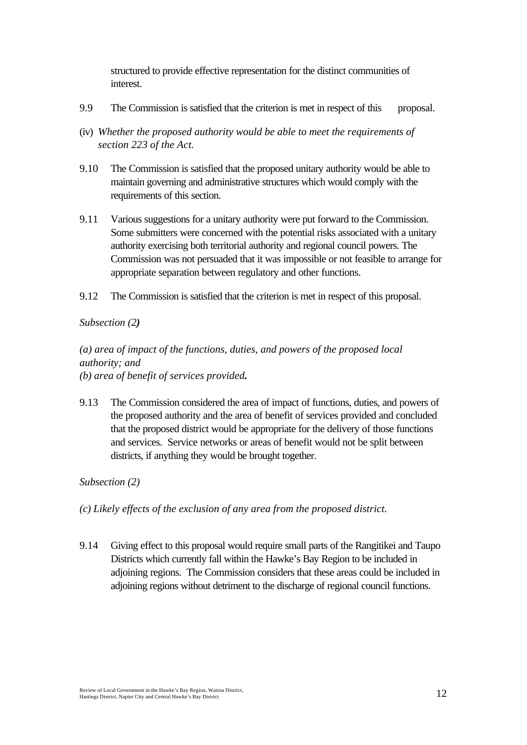structured to provide effective representation for the distinct communities of interest.

9.9 The Commission is satisfied that the criterion is met in respect of this proposal.

(iv) *Whether the proposed authority would be able to meet the requirements of section 223 of the Act.*

9.10 The Commission is satisfied that the proposed unitary authority would be able to maintain governing and administrative structures which would comply with the requirements of this section.

9.11 Various suggestions for a unitary authority were put forward to the Commission. Some submitters were concerned with the potential risks associated with a unitary authority exercising both territorial authority and regional council powers. The Commission was not persuaded that it was impossible or not feasible to arrange for appropriate separation between regulatory and other functions.

9.12 The Commission is satisfied that the criterion is met in respect of this proposal.

*Subsection (2)*

*(a) area of impact of the functions, duties, and powers of the proposed local authority; and*
*(b) area of benefit of services provided.*

9.13 The Commission considered the area of impact of functions, duties, and powers of the proposed authority and the area of benefit of services provided and concluded that the proposed district would be appropriate for the delivery of those functions and services. Service networks or areas of benefit would not be split between districts, if anything they would be brought together.

*Subsection (2)*

*(c) Likely effects of the exclusion of any area from the proposed district.*

9.14 Giving effect to this proposal would require small parts of the Rangitikei and Taupo Districts which currently fall within the Hawke's Bay Region to be included in adjoining regions. The Commission considers that these areas could be included in adjoining regions without detriment to the discharge of regional council functions.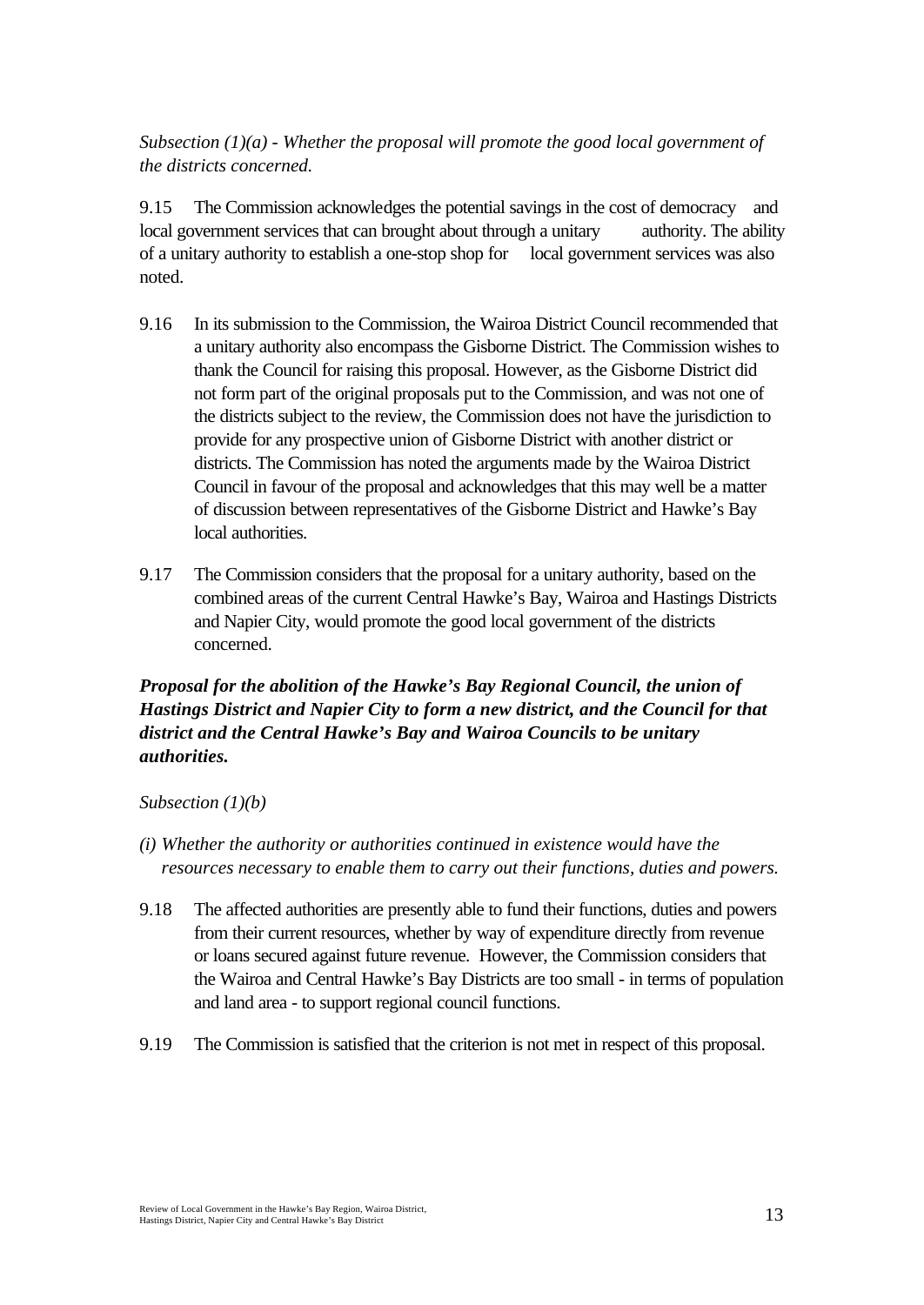*Subsection (1)(a) - Whether the proposal will promote the good local government of the districts concerned.*

9.15 The Commission acknowledges the potential savings in the cost of democracy and local government services that can brought about through a unitary authority. The ability of a unitary authority to establish a one-stop shop for local government services was also noted.

9.16 In its submission to the Commission, the Wairoa District Council recommended that a unitary authority also encompass the Gisborne District. The Commission wishes to thank the Council for raising this proposal. However, as the Gisborne District did not form part of the original proposals put to the Commission, and was not one of the districts subject to the review, the Commission does not have the jurisdiction to provide for any prospective union of Gisborne District with another district or districts. The Commission has noted the arguments made by the Wairoa District Council in favour of the proposal and acknowledges that this may well be a matter of discussion between representatives of the Gisborne District and Hawke's Bay local authorities.

9.17 The Commission considers that the proposal for a unitary authority, based on the combined areas of the current Central Hawke's Bay, Wairoa and Hastings Districts and Napier City, would promote the good local government of the districts concerned.

***Proposal for the abolition of the Hawke's Bay Regional Council, the union of Hastings District and Napier City to form a new district, and the Council for that district and the Central Hawke's Bay and Wairoa Councils to be unitary authorities.***

*Subsection (1)(b)*

*(i) Whether the authority or authorities continued in existence would have the resources necessary to enable them to carry out their functions, duties and powers.*

9.18 The affected authorities are presently able to fund their functions, duties and powers from their current resources, whether by way of expenditure directly from revenue or loans secured against future revenue. However, the Commission considers that the Wairoa and Central Hawke's Bay Districts are too small - in terms of population and land area - to support regional council functions.

9.19 The Commission is satisfied that the criterion is not met in respect of this proposal.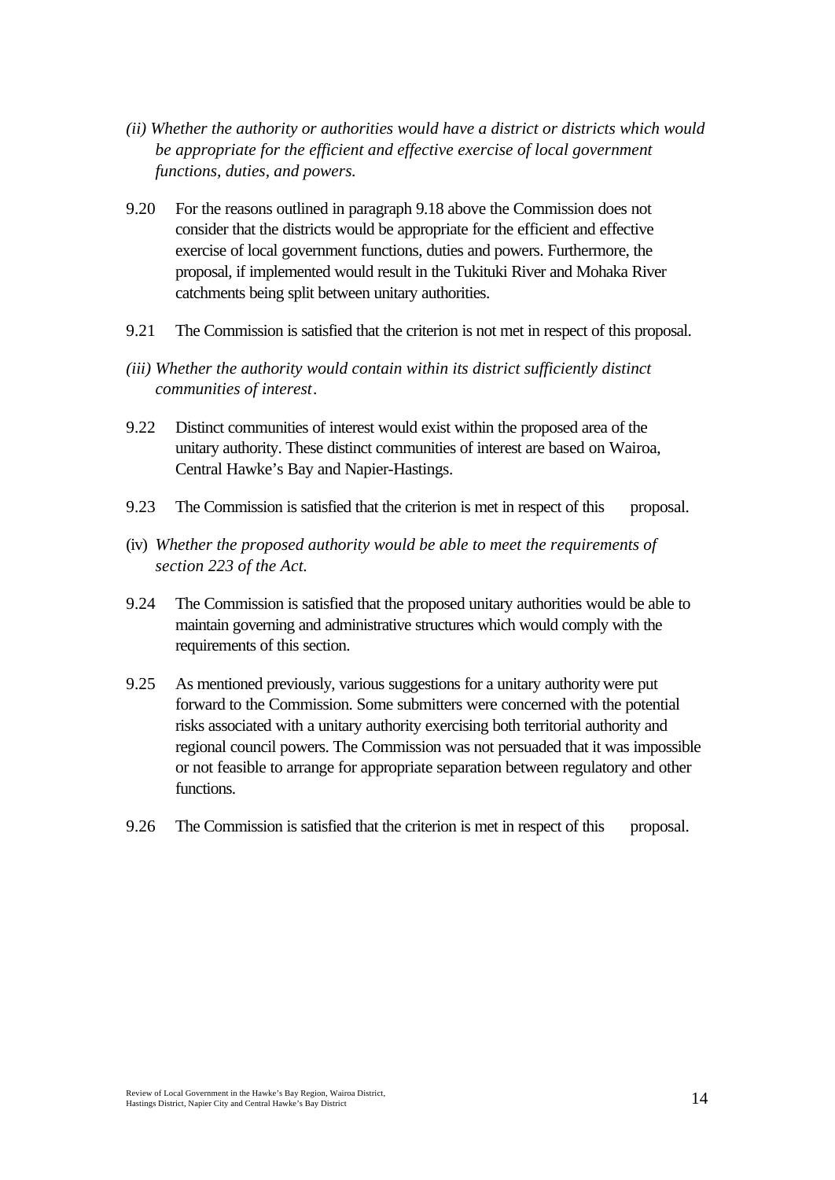*(ii) Whether the authority or authorities would have a district or districts which would be appropriate for the efficient and effective exercise of local government functions, duties, and powers.*

9.20 For the reasons outlined in paragraph 9.18 above the Commission does not consider that the districts would be appropriate for the efficient and effective exercise of local government functions, duties and powers. Furthermore, the proposal, if implemented would result in the Tukituki River and Mohaka River catchments being split between unitary authorities.

9.21 The Commission is satisfied that the criterion is not met in respect of this proposal.

*(iii) Whether the authority would contain within its district sufficiently distinct communities of interest.*

9.22 Distinct communities of interest would exist within the proposed area of the unitary authority. These distinct communities of interest are based on Wairoa, Central Hawke's Bay and Napier-Hastings.

9.23 The Commission is satisfied that the criterion is met in respect of this proposal.

(iv) *Whether the proposed authority would be able to meet the requirements of section 223 of the Act.*

9.24 The Commission is satisfied that the proposed unitary authorities would be able to maintain governing and administrative structures which would comply with the requirements of this section.

9.25 As mentioned previously, various suggestions for a unitary authority were put forward to the Commission. Some submitters were concerned with the potential risks associated with a unitary authority exercising both territorial authority and regional council powers. The Commission was not persuaded that it was impossible or not feasible to arrange for appropriate separation between regulatory and other functions.

9.26 The Commission is satisfied that the criterion is met in respect of this proposal.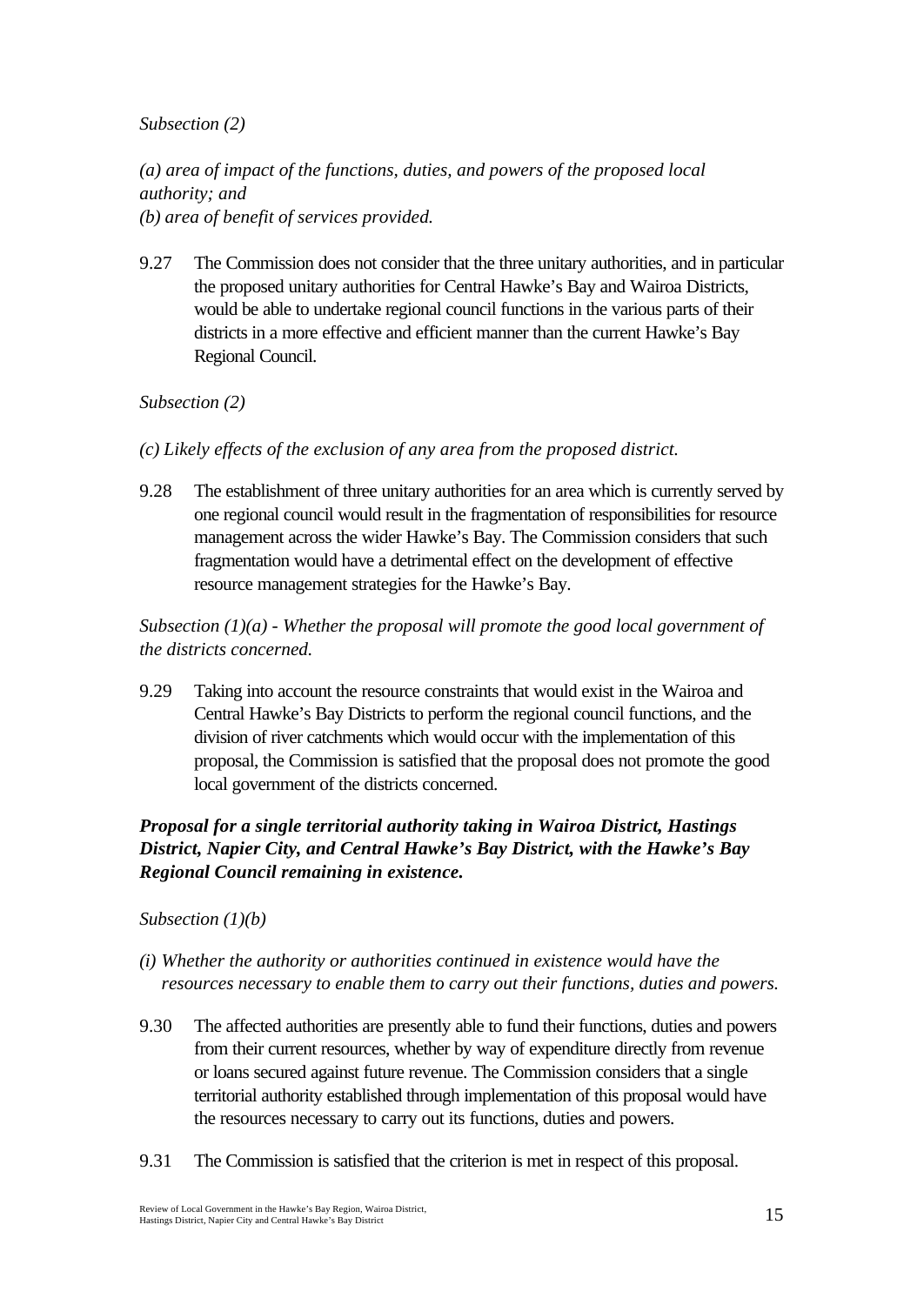*Subsection (2)*

*(a) area of impact of the functions, duties, and powers of the proposed local authority; and*
*(b) area of benefit of services provided.*

9.27 The Commission does not consider that the three unitary authorities, and in particular the proposed unitary authorities for Central Hawke's Bay and Wairoa Districts, would be able to undertake regional council functions in the various parts of their districts in a more effective and efficient manner than the current Hawke's Bay Regional Council.

*Subsection (2)*

*(c) Likely effects of the exclusion of any area from the proposed district.*

9.28 The establishment of three unitary authorities for an area which is currently served by one regional council would result in the fragmentation of responsibilities for resource management across the wider Hawke's Bay. The Commission considers that such fragmentation would have a detrimental effect on the development of effective resource management strategies for the Hawke's Bay.

*Subsection (1)(a) - Whether the proposal will promote the good local government of the districts concerned.*

9.29 Taking into account the resource constraints that would exist in the Wairoa and Central Hawke's Bay Districts to perform the regional council functions, and the division of river catchments which would occur with the implementation of this proposal, the Commission is satisfied that the proposal does not promote the good local government of the districts concerned.

***Proposal for a single territorial authority taking in Wairoa District, Hastings District, Napier City, and Central Hawke's Bay District, with the Hawke's Bay Regional Council remaining in existence.***

*Subsection (1)(b)*

*(i) Whether the authority or authorities continued in existence would have the resources necessary to enable them to carry out their functions, duties and powers.*

9.30 The affected authorities are presently able to fund their functions, duties and powers from their current resources, whether by way of expenditure directly from revenue or loans secured against future revenue. The Commission considers that a single territorial authority established through implementation of this proposal would have the resources necessary to carry out its functions, duties and powers.

9.31 The Commission is satisfied that the criterion is met in respect of this proposal.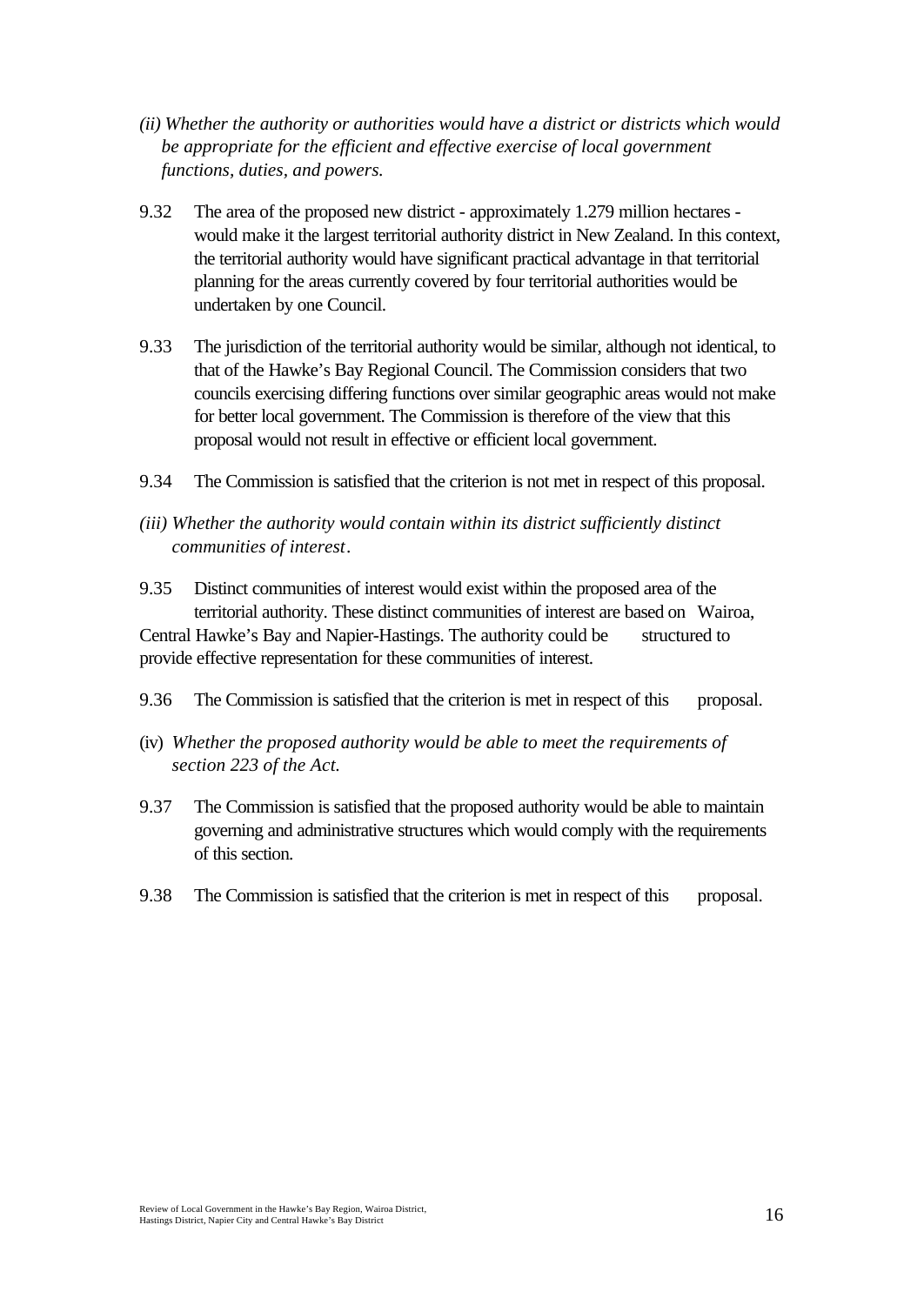*(ii) Whether the authority or authorities would have a district or districts which would be appropriate for the efficient and effective exercise of local government functions, duties, and powers.*

9.32 The area of the proposed new district - approximately 1.279 million hectares - would make it the largest territorial authority district in New Zealand. In this context, the territorial authority would have significant practical advantage in that territorial planning for the areas currently covered by four territorial authorities would be undertaken by one Council.

9.33 The jurisdiction of the territorial authority would be similar, although not identical, to that of the Hawke's Bay Regional Council. The Commission considers that two councils exercising differing functions over similar geographic areas would not make for better local government. The Commission is therefore of the view that this proposal would not result in effective or efficient local government.

9.34 The Commission is satisfied that the criterion is not met in respect of this proposal.

*(iii) Whether the authority would contain within its district sufficiently distinct communities of interest.*

9.35 Distinct communities of interest would exist within the proposed area of the territorial authority. These distinct communities of interest are based on Wairoa, Central Hawke's Bay and Napier-Hastings. The authority could be structured to provide effective representation for these communities of interest.

9.36 The Commission is satisfied that the criterion is met in respect of this proposal.

(iv) *Whether the proposed authority would be able to meet the requirements of section 223 of the Act.*

9.37 The Commission is satisfied that the proposed authority would be able to maintain governing and administrative structures which would comply with the requirements of this section.

9.38 The Commission is satisfied that the criterion is met in respect of this proposal.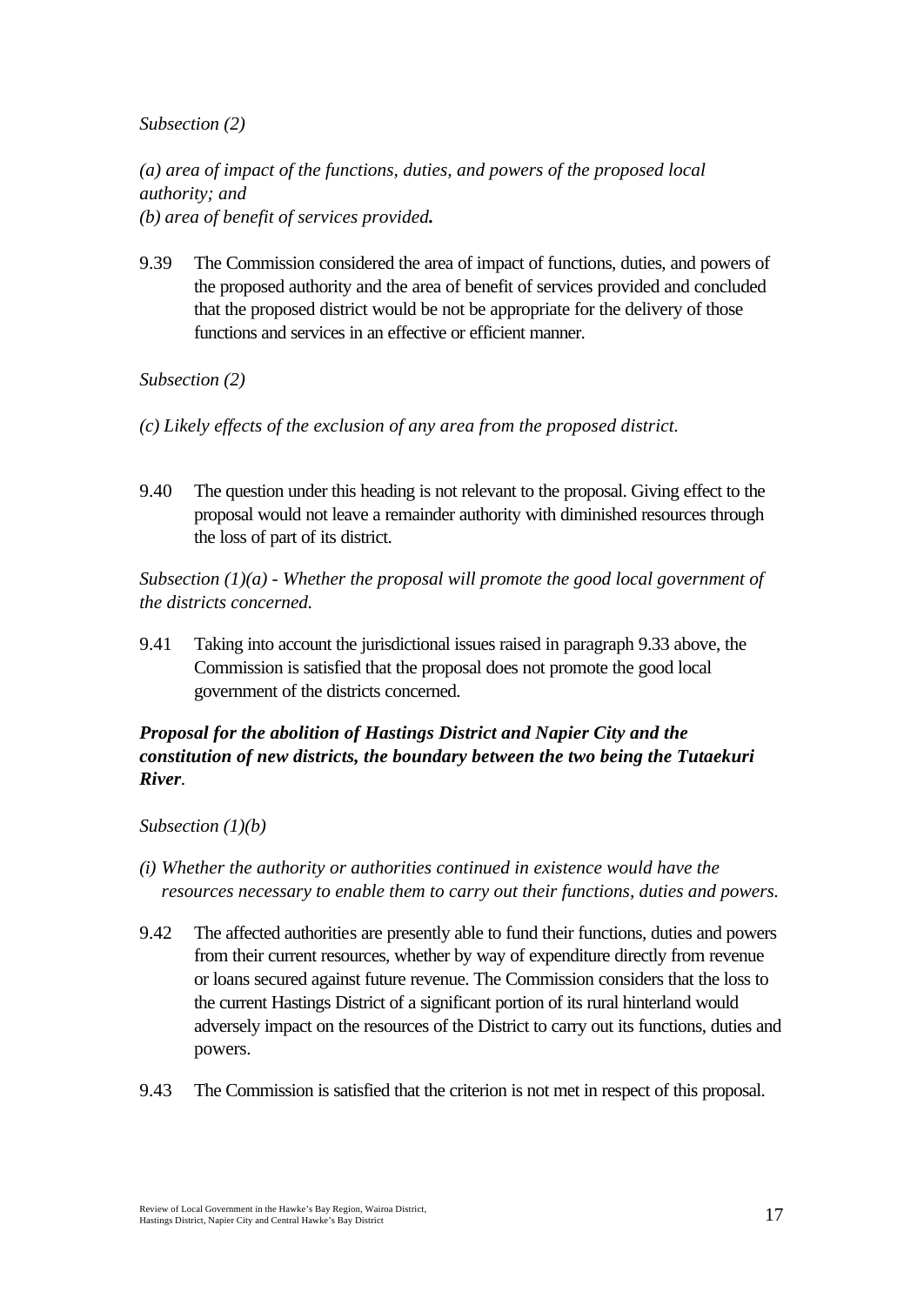*Subsection (2)*

*(a) area of impact of the functions, duties, and powers of the proposed local authority; and*
*(b) area of benefit of services provided.*

9.39 The Commission considered the area of impact of functions, duties, and powers of the proposed authority and the area of benefit of services provided and concluded that the proposed district would be not be appropriate for the delivery of those functions and services in an effective or efficient manner.

*Subsection (2)*

*(c) Likely effects of the exclusion of any area from the proposed district.*

9.40 The question under this heading is not relevant to the proposal. Giving effect to the proposal would not leave a remainder authority with diminished resources through the loss of part of its district.

*Subsection (1)(a) - Whether the proposal will promote the good local government of the districts concerned.*

9.41 Taking into account the jurisdictional issues raised in paragraph 9.33 above, the Commission is satisfied that the proposal does not promote the good local government of the districts concerned.

***Proposal for the abolition of Hastings District and Napier City and the constitution of new districts, the boundary between the two being the Tutaekuri River*.**

*Subsection (1)(b)*

*(i) Whether the authority or authorities continued in existence would have the resources necessary to enable them to carry out their functions, duties and powers.*

9.42 The affected authorities are presently able to fund their functions, duties and powers from their current resources, whether by way of expenditure directly from revenue or loans secured against future revenue. The Commission considers that the loss to the current Hastings District of a significant portion of its rural hinterland would adversely impact on the resources of the District to carry out its functions, duties and powers.

9.43 The Commission is satisfied that the criterion is not met in respect of this proposal.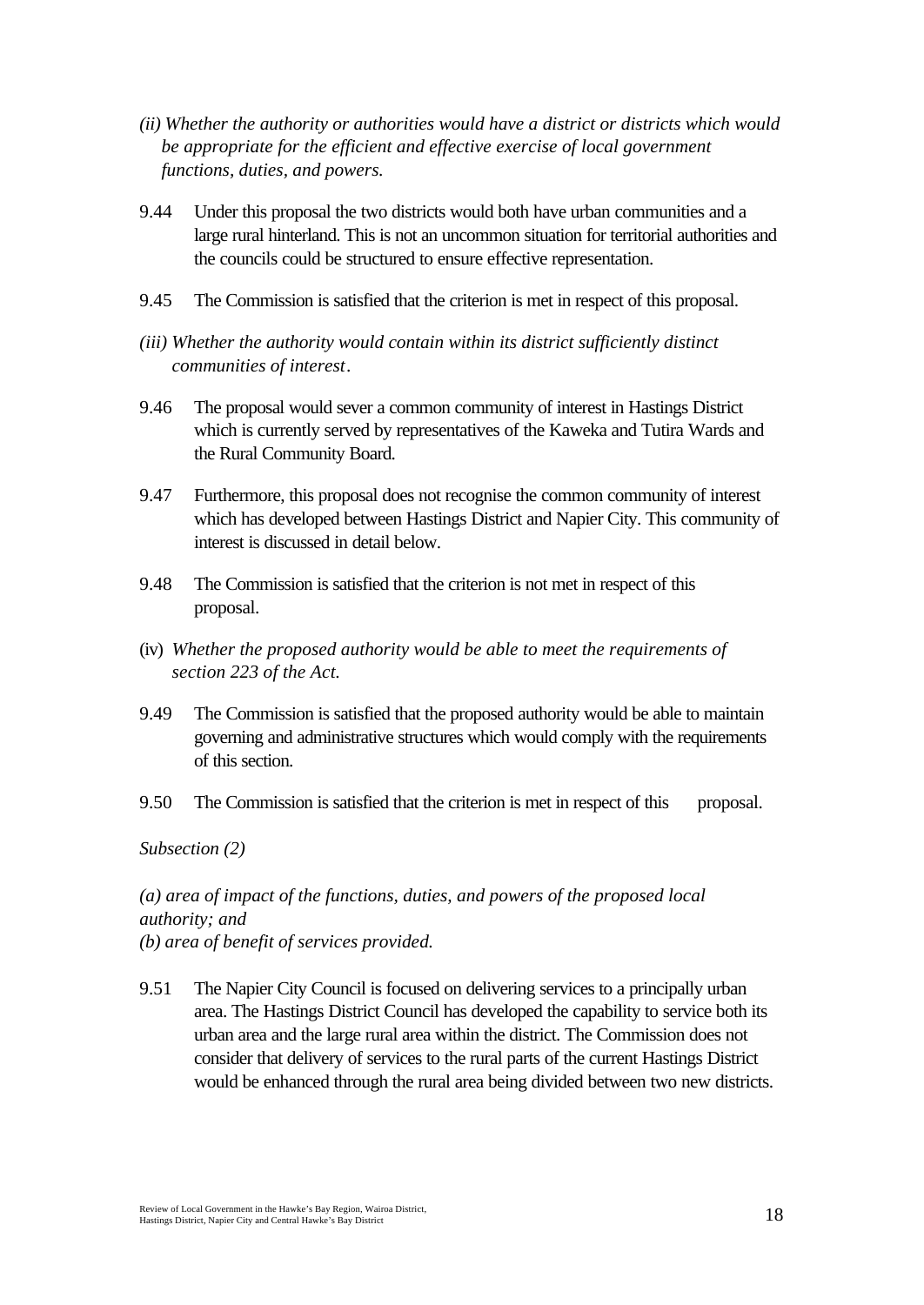*(ii) Whether the authority or authorities would have a district or districts which would be appropriate for the efficient and effective exercise of local government functions, duties, and powers.*

9.44 Under this proposal the two districts would both have urban communities and a large rural hinterland. This is not an uncommon situation for territorial authorities and the councils could be structured to ensure effective representation.

9.45 The Commission is satisfied that the criterion is met in respect of this proposal.

*(iii) Whether the authority would contain within its district sufficiently distinct communities of interest*.

9.46 The proposal would sever a common community of interest in Hastings District which is currently served by representatives of the Kaweka and Tutira Wards and the Rural Community Board.

9.47 Furthermore, this proposal does not recognise the common community of interest which has developed between Hastings District and Napier City. This community of interest is discussed in detail below.

9.48 The Commission is satisfied that the criterion is not met in respect of this proposal.

(iv) *Whether the proposed authority would be able to meet the requirements of section 223 of the Act.*

9.49 The Commission is satisfied that the proposed authority would be able to maintain governing and administrative structures which would comply with the requirements of this section.

9.50 The Commission is satisfied that the criterion is met in respect of this proposal.

*Subsection (2)*

*(a) area of impact of the functions, duties, and powers of the proposed local authority; and*
*(b) area of benefit of services provided.*

9.51 The Napier City Council is focused on delivering services to a principally urban area. The Hastings District Council has developed the capability to service both its urban area and the large rural area within the district. The Commission does not consider that delivery of services to the rural parts of the current Hastings District would be enhanced through the rural area being divided between two new districts.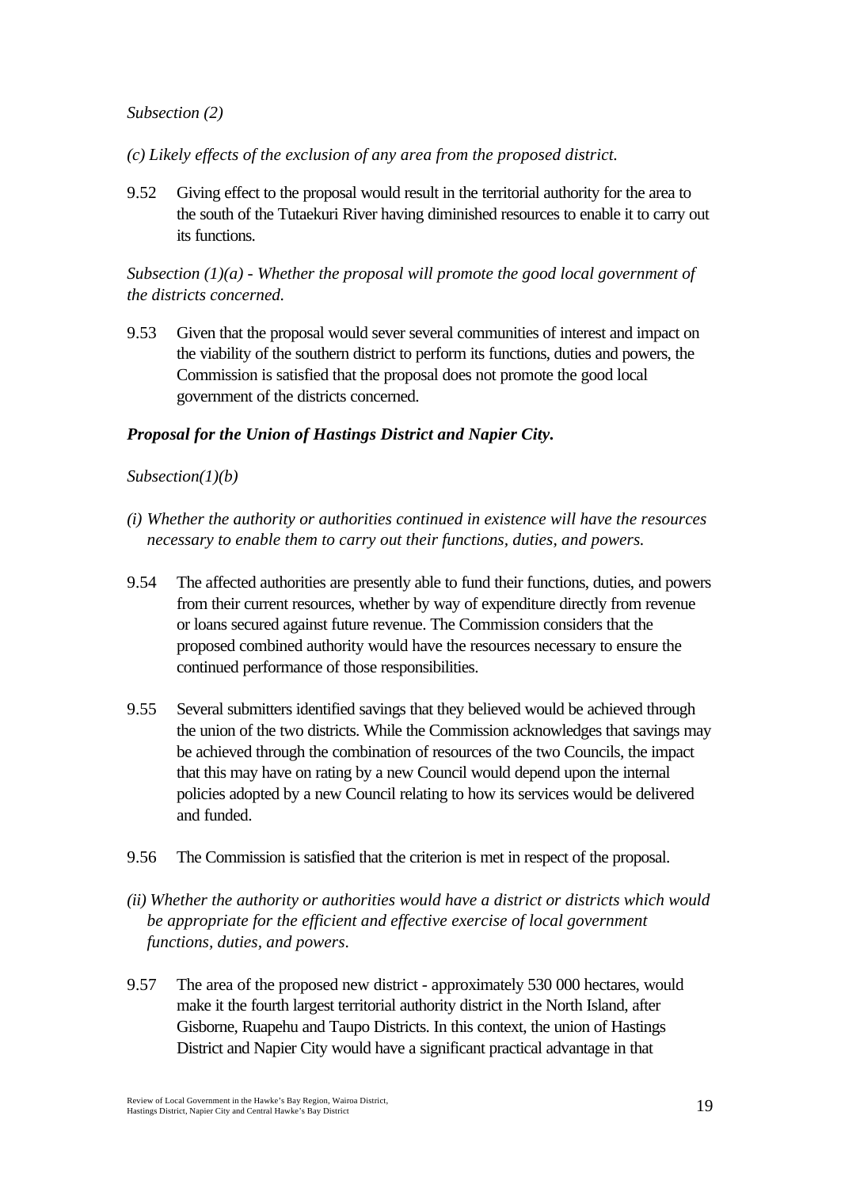*Subsection (2)*

*(c) Likely effects of the exclusion of any area from the proposed district.*

9.52 Giving effect to the proposal would result in the territorial authority for the area to the south of the Tutaekuri River having diminished resources to enable it to carry out its functions.

*Subsection (1)(a) - Whether the proposal will promote the good local government of the districts concerned.*

9.53 Given that the proposal would sever several communities of interest and impact on the viability of the southern district to perform its functions, duties and powers, the Commission is satisfied that the proposal does not promote the good local government of the districts concerned.

***Proposal for the Union of Hastings District and Napier City.***

*Subsection(1)(b)*

*(i) Whether the authority or authorities continued in existence will have the resources necessary to enable them to carry out their functions, duties, and powers.*

9.54 The affected authorities are presently able to fund their functions, duties, and powers from their current resources, whether by way of expenditure directly from revenue or loans secured against future revenue. The Commission considers that the proposed combined authority would have the resources necessary to ensure the continued performance of those responsibilities.

9.55 Several submitters identified savings that they believed would be achieved through the union of the two districts. While the Commission acknowledges that savings may be achieved through the combination of resources of the two Councils, the impact that this may have on rating by a new Council would depend upon the internal policies adopted by a new Council relating to how its services would be delivered and funded.

9.56 The Commission is satisfied that the criterion is met in respect of the proposal.

*(ii) Whether the authority or authorities would have a district or districts which would be appropriate for the efficient and effective exercise of local government functions, duties, and powers.*

9.57 The area of the proposed new district - approximately 530 000 hectares, would make it the fourth largest territorial authority district in the North Island, after Gisborne, Ruapehu and Taupo Districts. In this context, the union of Hastings District and Napier City would have a significant practical advantage in that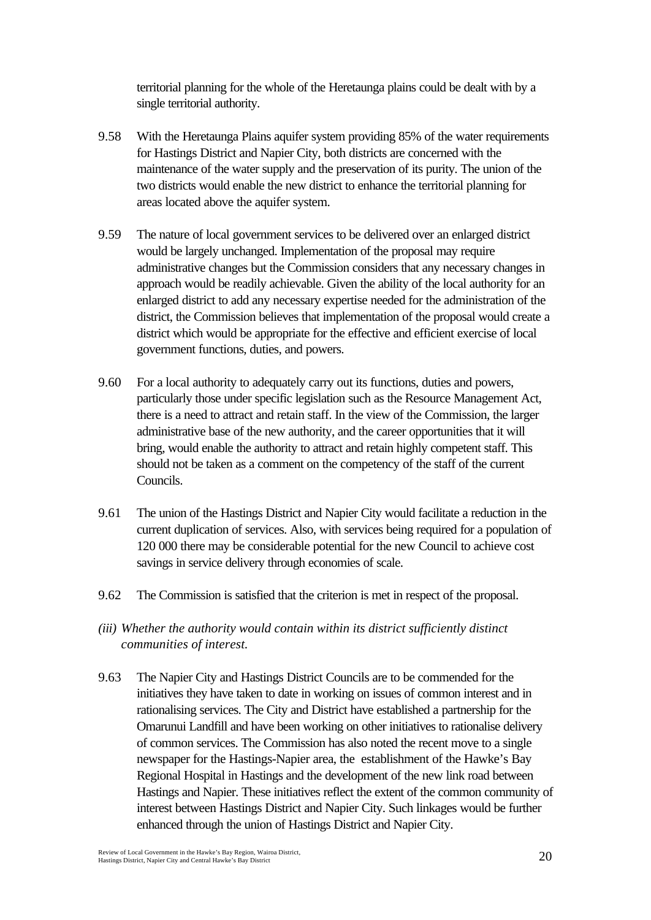territorial planning for the whole of the Heretaunga plains could be dealt with by a single territorial authority.

9.58 With the Heretaunga Plains aquifer system providing 85% of the water requirements for Hastings District and Napier City, both districts are concerned with the maintenance of the water supply and the preservation of its purity. The union of the two districts would enable the new district to enhance the territorial planning for areas located above the aquifer system.

9.59 The nature of local government services to be delivered over an enlarged district would be largely unchanged. Implementation of the proposal may require administrative changes but the Commission considers that any necessary changes in approach would be readily achievable. Given the ability of the local authority for an enlarged district to add any necessary expertise needed for the administration of the district, the Commission believes that implementation of the proposal would create a district which would be appropriate for the effective and efficient exercise of local government functions, duties, and powers.

9.60 For a local authority to adequately carry out its functions, duties and powers, particularly those under specific legislation such as the Resource Management Act, there is a need to attract and retain staff. In the view of the Commission, the larger administrative base of the new authority, and the career opportunities that it will bring, would enable the authority to attract and retain highly competent staff. This should not be taken as a comment on the competency of the staff of the current Councils.

9.61 The union of the Hastings District and Napier City would facilitate a reduction in the current duplication of services. Also, with services being required for a population of 120 000 there may be considerable potential for the new Council to achieve cost savings in service delivery through economies of scale.

9.62 The Commission is satisfied that the criterion is met in respect of the proposal.

*(iii) Whether the authority would contain within its district sufficiently distinct communities of interest.*

9.63 The Napier City and Hastings District Councils are to be commended for the initiatives they have taken to date in working on issues of common interest and in rationalising services. The City and District have established a partnership for the Omarunui Landfill and have been working on other initiatives to rationalise delivery of common services. The Commission has also noted the recent move to a single newspaper for the Hastings-Napier area, the establishment of the Hawke's Bay Regional Hospital in Hastings and the development of the new link road between Hastings and Napier. These initiatives reflect the extent of the common community of interest between Hastings District and Napier City. Such linkages would be further enhanced through the union of Hastings District and Napier City.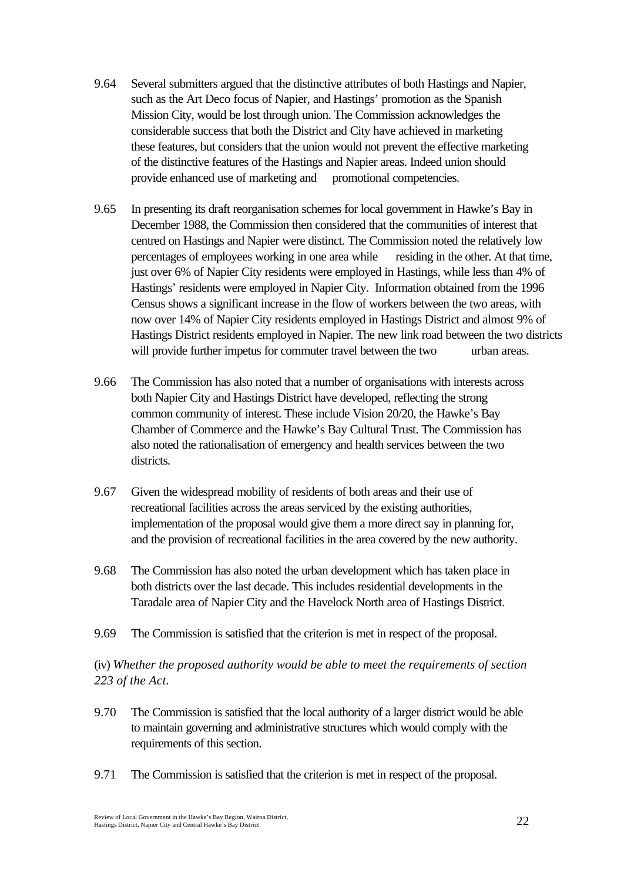9.64 Several submitters argued that the distinctive attributes of both Hastings and Napier, such as the Art Deco focus of Napier, and Hastings' promotion as the Spanish Mission City, would be lost through union. The Commission acknowledges the considerable success that both the District and City have achieved in marketing these features, but considers that the union would not prevent the effective marketing of the distinctive features of the Hastings and Napier areas. Indeed union should provide enhanced use of marketing and promotional competencies.

9.65 In presenting its draft reorganisation schemes for local government in Hawke's Bay in December 1988, the Commission then considered that the communities of interest that centred on Hastings and Napier were distinct. The Commission noted the relatively low percentages of employees working in one area while residing in the other. At that time, just over 6% of Napier City residents were employed in Hastings, while less than 4% of Hastings' residents were employed in Napier City. Information obtained from the 1996 Census shows a significant increase in the flow of workers between the two areas, with now over 14% of Napier City residents employed in Hastings District and almost 9% of Hastings District residents employed in Napier. The new link road between the two districts will provide further impetus for commuter travel between the two urban areas.

9.66 The Commission has also noted that a number of organisations with interests across both Napier City and Hastings District have developed, reflecting the strong common community of interest. These include Vision 20/20, the Hawke's Bay Chamber of Commerce and the Hawke's Bay Cultural Trust. The Commission has also noted the rationalisation of emergency and health services between the two districts.

9.67 Given the widespread mobility of residents of both areas and their use of recreational facilities across the areas serviced by the existing authorities, implementation of the proposal would give them a more direct say in planning for, and the provision of recreational facilities in the area covered by the new authority.

9.68 The Commission has also noted the urban development which has taken place in both districts over the last decade. This includes residential developments in the Taradale area of Napier City and the Havelock North area of Hastings District.

9.69 The Commission is satisfied that the criterion is met in respect of the proposal.

(iv) *Whether the proposed authority would be able to meet the requirements of section 223 of the Act.*

9.70 The Commission is satisfied that the local authority of a larger district would be able to maintain governing and administrative structures which would comply with the requirements of this section.

9.71 The Commission is satisfied that the criterion is met in respect of the proposal.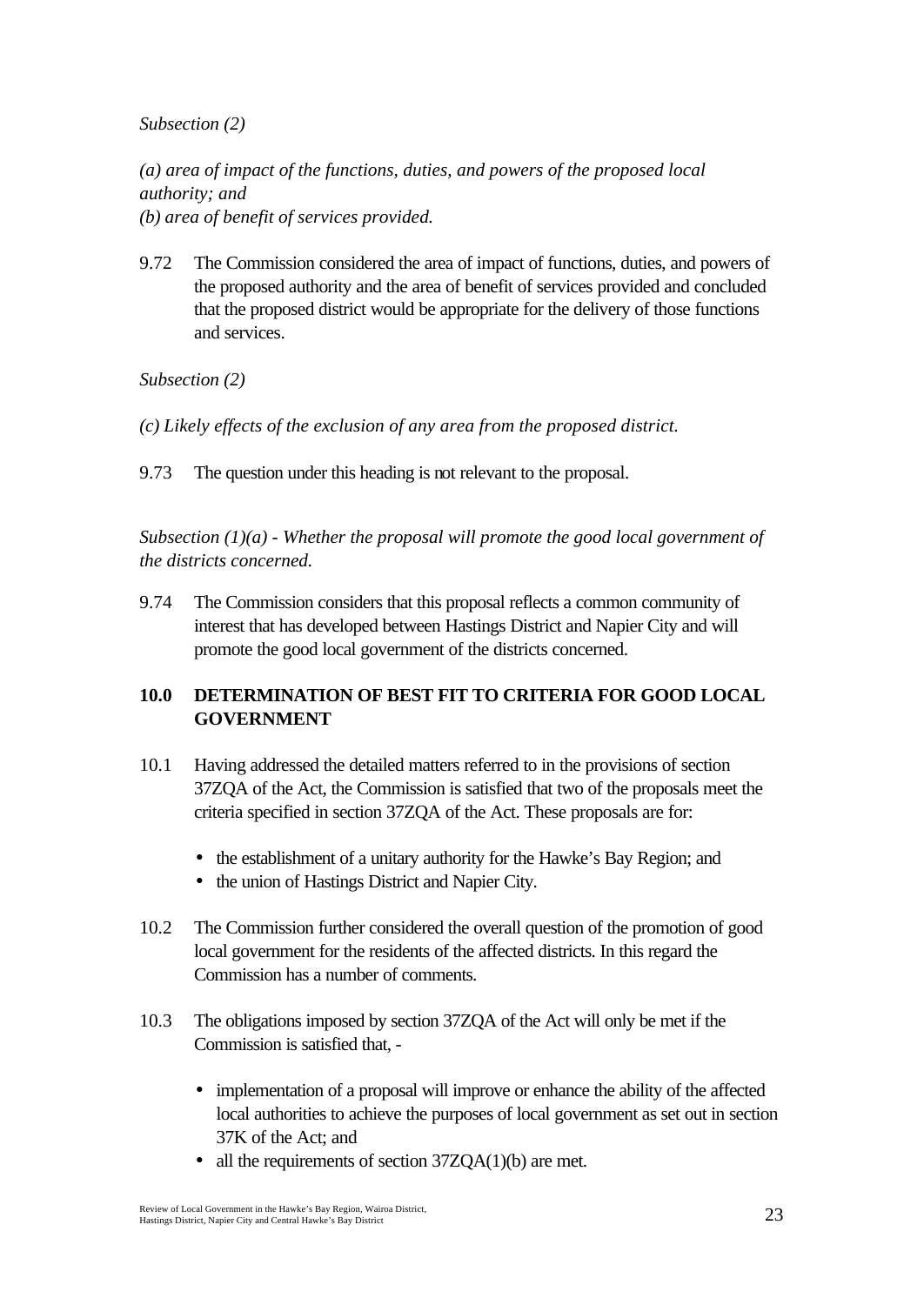*Subsection (2)*

*(a) area of impact of the functions, duties, and powers of the proposed local authority; and*
*(b) area of benefit of services provided.*

9.72 The Commission considered the area of impact of functions, duties, and powers of the proposed authority and the area of benefit of services provided and concluded that the proposed district would be appropriate for the delivery of those functions and services.

*Subsection (2)*

*(c) Likely effects of the exclusion of any area from the proposed district.*

9.73 The question under this heading is not relevant to the proposal.

*Subsection (1)(a) - Whether the proposal will promote the good local government of the districts concerned.*

9.74 The Commission considers that this proposal reflects a common community of interest that has developed between Hastings District and Napier City and will promote the good local government of the districts concerned.

## 10.0 DETERMINATION OF BEST FIT TO CRITERIA FOR GOOD LOCAL GOVERNMENT

10.1 Having addressed the detailed matters referred to in the provisions of section 37ZQA of the Act, the Commission is satisfied that two of the proposals meet the criteria specified in section 37ZQA of the Act. These proposals are for:

- the establishment of a unitary authority for the Hawke's Bay Region; and
- the union of Hastings District and Napier City.

10.2 The Commission further considered the overall question of the promotion of good local government for the residents of the affected districts. In this regard the Commission has a number of comments.

10.3 The obligations imposed by section 37ZQA of the Act will only be met if the Commission is satisfied that, -

- implementation of a proposal will improve or enhance the ability of the affected local authorities to achieve the purposes of local government as set out in section 37K of the Act; and
- all the requirements of section 37ZQA(1)(b) are met.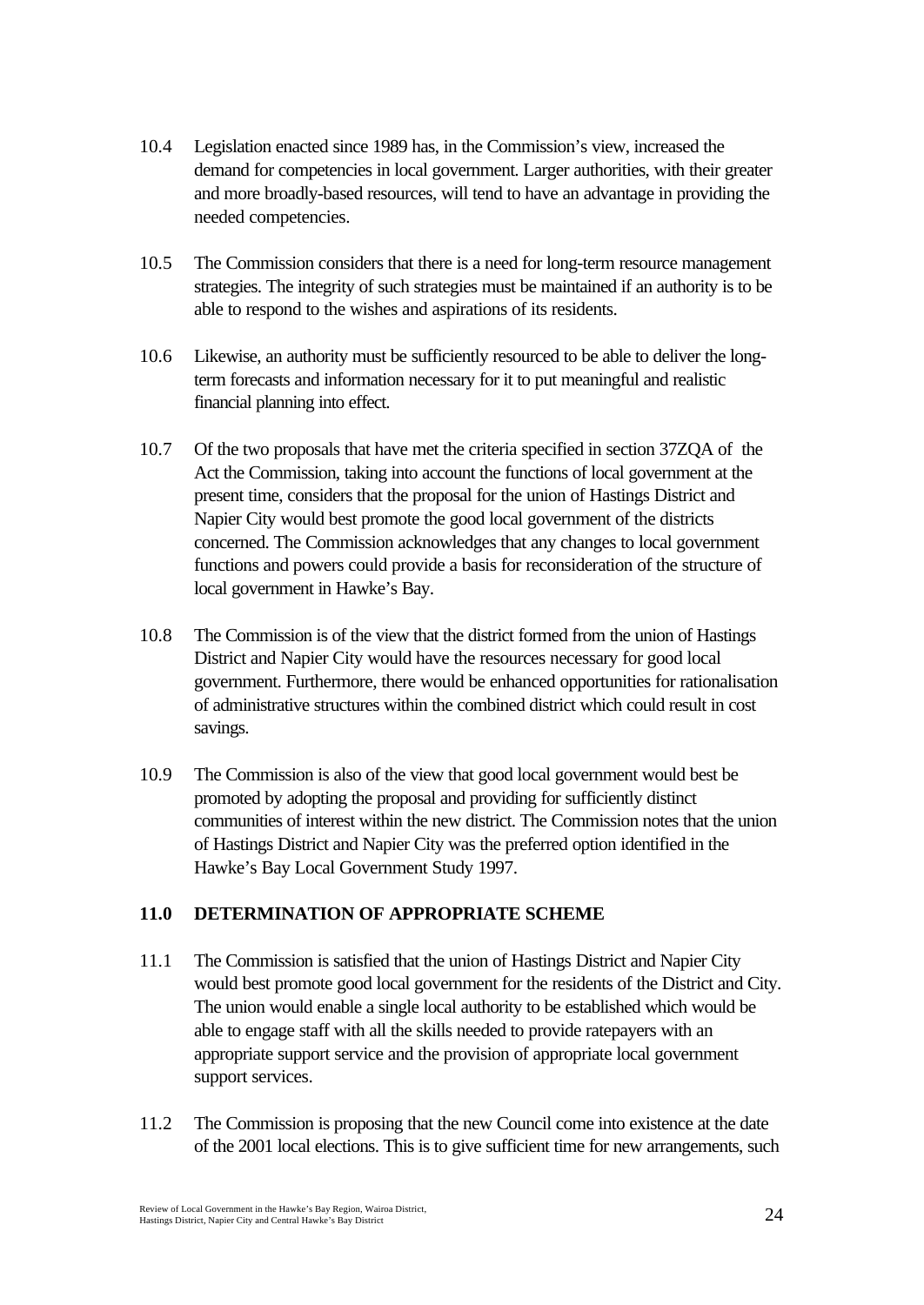10.4 Legislation enacted since 1989 has, in the Commission's view, increased the demand for competencies in local government. Larger authorities, with their greater and more broadly-based resources, will tend to have an advantage in providing the needed competencies.

10.5 The Commission considers that there is a need for long-term resource management strategies. The integrity of such strategies must be maintained if an authority is to be able to respond to the wishes and aspirations of its residents.

10.6 Likewise, an authority must be sufficiently resourced to be able to deliver the long-term forecasts and information necessary for it to put meaningful and realistic financial planning into effect.

10.7 Of the two proposals that have met the criteria specified in section 37ZQA of the Act the Commission, taking into account the functions of local government at the present time, considers that the proposal for the union of Hastings District and Napier City would best promote the good local government of the districts concerned. The Commission acknowledges that any changes to local government functions and powers could provide a basis for reconsideration of the structure of local government in Hawke's Bay.

10.8 The Commission is of the view that the district formed from the union of Hastings District and Napier City would have the resources necessary for good local government. Furthermore, there would be enhanced opportunities for rationalisation of administrative structures within the combined district which could result in cost savings.

10.9 The Commission is also of the view that good local government would best be promoted by adopting the proposal and providing for sufficiently distinct communities of interest within the new district. The Commission notes that the union of Hastings District and Napier City was the preferred option identified in the Hawke's Bay Local Government Study 1997.

## 11.0 DETERMINATION OF APPROPRIATE SCHEME

11.1 The Commission is satisfied that the union of Hastings District and Napier City would best promote good local government for the residents of the District and City. The union would enable a single local authority to be established which would be able to engage staff with all the skills needed to provide ratepayers with an appropriate support service and the provision of appropriate local government support services.

11.2 The Commission is proposing that the new Council come into existence at the date of the 2001 local elections. This is to give sufficient time for new arrangements, such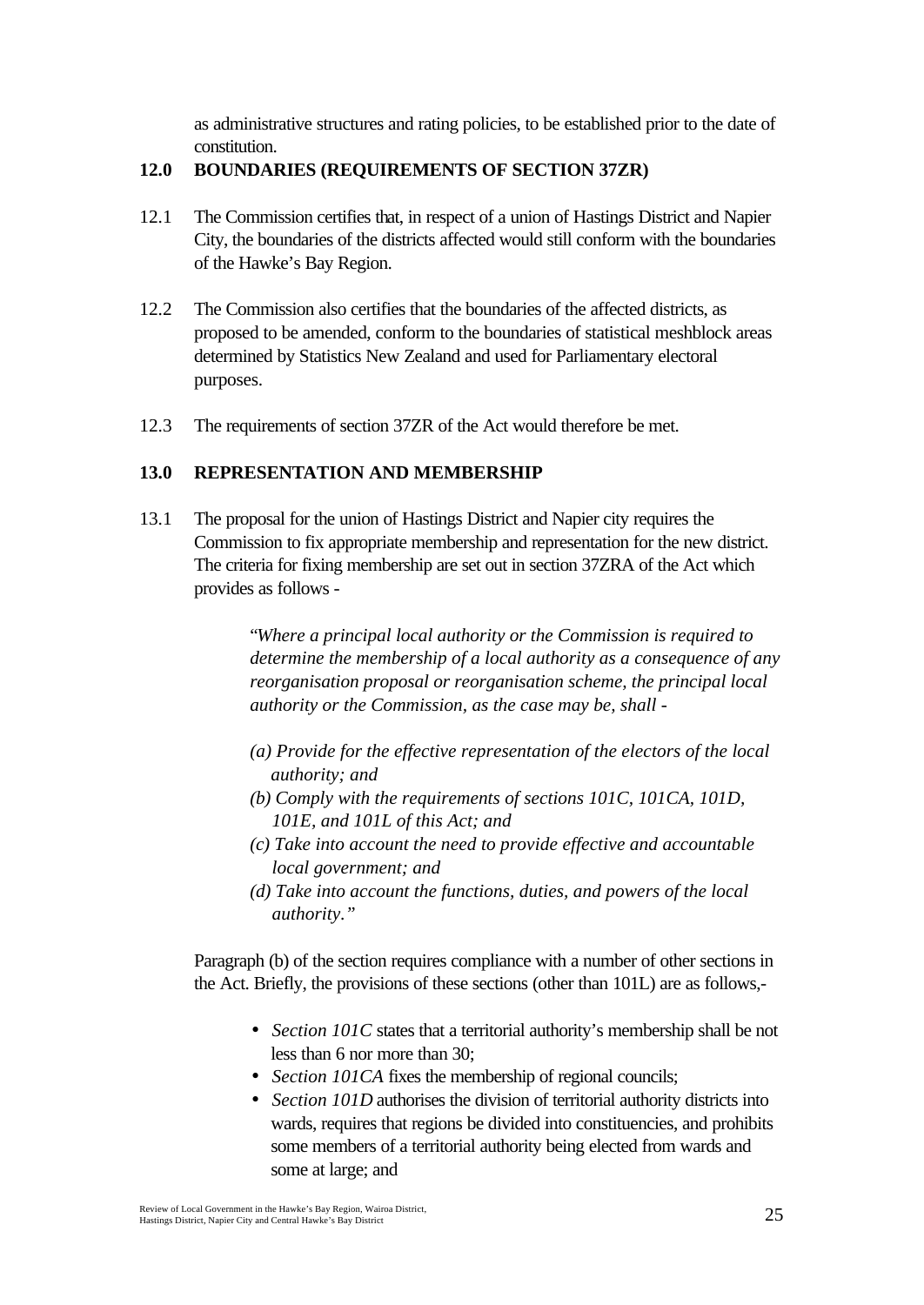as administrative structures and rating policies, to be established prior to the date of constitution.

## 12.0 BOUNDARIES (REQUIREMENTS OF SECTION 37ZR)

12.1 The Commission certifies that, in respect of a union of Hastings District and Napier City, the boundaries of the districts affected would still conform with the boundaries of the Hawke's Bay Region.

12.2 The Commission also certifies that the boundaries of the affected districts, as proposed to be amended, conform to the boundaries of statistical meshblock areas determined by Statistics New Zealand and used for Parliamentary electoral purposes.

12.3 The requirements of section 37ZR of the Act would therefore be met.

## 13.0 REPRESENTATION AND MEMBERSHIP

13.1 The proposal for the union of Hastings District and Napier city requires the Commission to fix appropriate membership and representation for the new district. The criteria for fixing membership are set out in section 37ZRA of the Act which provides as follows -

> "*Where a principal local authority or the Commission is required to determine the membership of a local authority as a consequence of any reorganisation proposal or reorganisation scheme, the principal local authority or the Commission, as the case may be, shall -*
>
> *(a) Provide for the effective representation of the electors of the local authority; and*
> *(b) Comply with the requirements of sections 101C, 101CA, 101D, 101E, and 101L of this Act; and*
> *(c) Take into account the need to provide effective and accountable local government; and*
> *(d) Take into account the functions, duties, and powers of the local authority."*

Paragraph (b) of the section requires compliance with a number of other sections in the Act. Briefly, the provisions of these sections (other than 101L) are as follows,-

- *Section 101C* states that a territorial authority's membership shall be not less than 6 nor more than 30;
- *Section 101CA* fixes the membership of regional councils;
- *Section 101D* authorises the division of territorial authority districts into wards, requires that regions be divided into constituencies, and prohibits some members of a territorial authority being elected from wards and some at large; and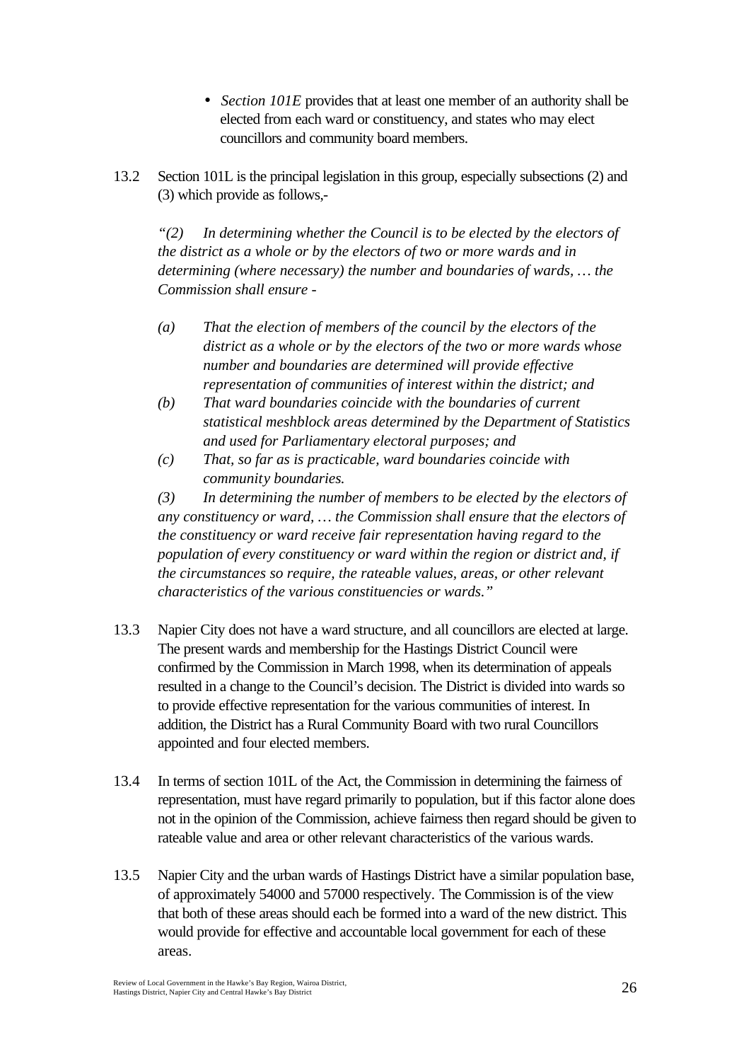- *Section 101E* provides that at least one member of an authority shall be elected from each ward or constituency, and states who may elect councillors and community board members.

13.2 Section 101L is the principal legislation in this group, especially subsections (2) and (3) which provide as follows,-

> *"(2) In determining whether the Council is to be elected by the electors of the district as a whole or by the electors of two or more wards and in determining (where necessary) the number and boundaries of wards, … the Commission shall ensure -*
>
> *(a) That the election of members of the council by the electors of the district as a whole or by the electors of the two or more wards whose number and boundaries are determined will provide effective representation of communities of interest within the district; and*
>
> *(b) That ward boundaries coincide with the boundaries of current statistical meshblock areas determined by the Department of Statistics and used for Parliamentary electoral purposes; and*
>
> *(c) That, so far as is practicable, ward boundaries coincide with community boundaries.*
>
> *(3) In determining the number of members to be elected by the electors of any constituency or ward, … the Commission shall ensure that the electors of the constituency or ward receive fair representation having regard to the population of every constituency or ward within the region or district and, if the circumstances so require, the rateable values, areas, or other relevant characteristics of the various constituencies or wards."*

13.3 Napier City does not have a ward structure, and all councillors are elected at large. The present wards and membership for the Hastings District Council were confirmed by the Commission in March 1998, when its determination of appeals resulted in a change to the Council's decision. The District is divided into wards so to provide effective representation for the various communities of interest. In addition, the District has a Rural Community Board with two rural Councillors appointed and four elected members.

13.4 In terms of section 101L of the Act, the Commission in determining the fairness of representation, must have regard primarily to population, but if this factor alone does not in the opinion of the Commission, achieve fairness then regard should be given to rateable value and area or other relevant characteristics of the various wards.

13.5 Napier City and the urban wards of Hastings District have a similar population base, of approximately 54000 and 57000 respectively. The Commission is of the view that both of these areas should each be formed into a ward of the new district. This would provide for effective and accountable local government for each of these areas.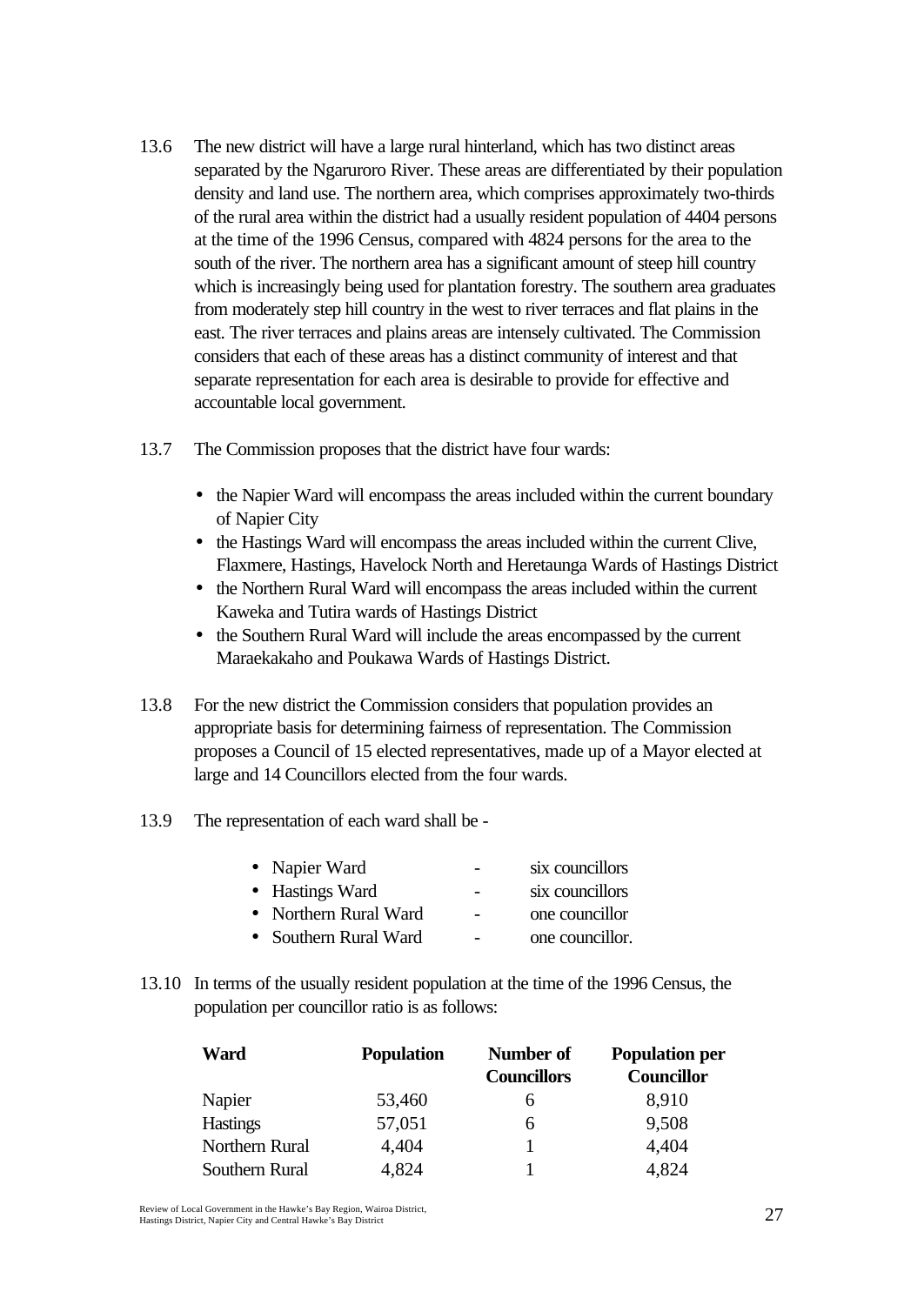13.6 The new district will have a large rural hinterland, which has two distinct areas separated by the Ngaruroro River. These areas are differentiated by their population density and land use. The northern area, which comprises approximately two-thirds of the rural area within the district had a usually resident population of 4404 persons at the time of the 1996 Census, compared with 4824 persons for the area to the south of the river. The northern area has a significant amount of steep hill country which is increasingly being used for plantation forestry. The southern area graduates from moderately step hill country in the west to river terraces and flat plains in the east. The river terraces and plains areas are intensely cultivated. The Commission considers that each of these areas has a distinct community of interest and that separate representation for each area is desirable to provide for effective and accountable local government.

13.7 The Commission proposes that the district have four wards:

- the Napier Ward will encompass the areas included within the current boundary of Napier City
- the Hastings Ward will encompass the areas included within the current Clive, Flaxmere, Hastings, Havelock North and Heretaunga Wards of Hastings District
- the Northern Rural Ward will encompass the areas included within the current Kaweka and Tutira wards of Hastings District
- the Southern Rural Ward will include the areas encompassed by the current Maraekakaho and Poukawa Wards of Hastings District.

13.8 For the new district the Commission considers that population provides an appropriate basis for determining fairness of representation. The Commission proposes a Council of 15 elected representatives, made up of a Mayor elected at large and 14 Councillors elected from the four wards.

13.9 The representation of each ward shall be -

- Napier Ward - six councillors
- Hastings Ward - six councillors
- Northern Rural Ward - one councillor
- Southern Rural Ward - one councillor.

13.10 In terms of the usually resident population at the time of the 1996 Census, the population per councillor ratio is as follows:

| Ward | Population | Number of Councillors | Population per Councillor |
|---|---|---|---|
| Napier | 53,460 | 6 | 8,910 |
| Hastings | 57,051 | 6 | 9,508 |
| Northern Rural | 4,404 | 1 | 4,404 |
| Southern Rural | 4,824 | 1 | 4,824 |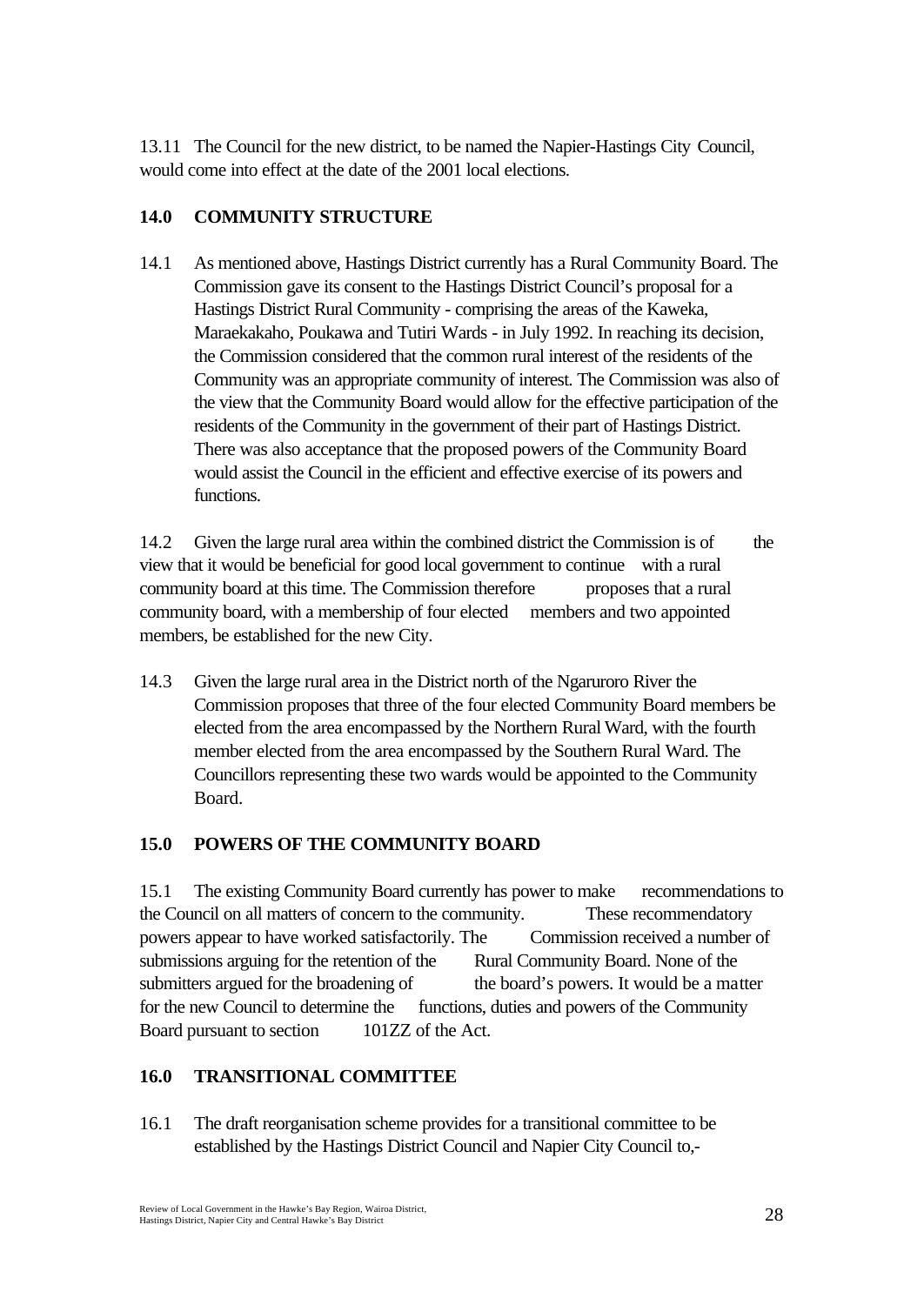13.11 The Council for the new district, to be named the Napier-Hastings City Council, would come into effect at the date of the 2001 local elections.

## 14.0 COMMUNITY STRUCTURE

14.1 As mentioned above, Hastings District currently has a Rural Community Board. The Commission gave its consent to the Hastings District Council's proposal for a Hastings District Rural Community - comprising the areas of the Kaweka, Maraekakaho, Poukawa and Tutiri Wards - in July 1992. In reaching its decision, the Commission considered that the common rural interest of the residents of the Community was an appropriate community of interest. The Commission was also of the view that the Community Board would allow for the effective participation of the residents of the Community in the government of their part of Hastings District. There was also acceptance that the proposed powers of the Community Board would assist the Council in the efficient and effective exercise of its powers and functions.

14.2 Given the large rural area within the combined district the Commission is of the view that it would be beneficial for good local government to continue with a rural community board at this time. The Commission therefore proposes that a rural community board, with a membership of four elected members and two appointed members, be established for the new City.

14.3 Given the large rural area in the District north of the Ngaruroro River the Commission proposes that three of the four elected Community Board members be elected from the area encompassed by the Northern Rural Ward, with the fourth member elected from the area encompassed by the Southern Rural Ward. The Councillors representing these two wards would be appointed to the Community Board.

## 15.0 POWERS OF THE COMMUNITY BOARD

15.1 The existing Community Board currently has power to make recommendations to the Council on all matters of concern to the community. These recommendatory powers appear to have worked satisfactorily. The Commission received a number of submissions arguing for the retention of the Rural Community Board. None of the submitters argued for the broadening of the board's powers. It would be a matter for the new Council to determine the functions, duties and powers of the Community Board pursuant to section 101ZZ of the Act.

## 16.0 TRANSITIONAL COMMITTEE

16.1 The draft reorganisation scheme provides for a transitional committee to be established by the Hastings District Council and Napier City Council to,-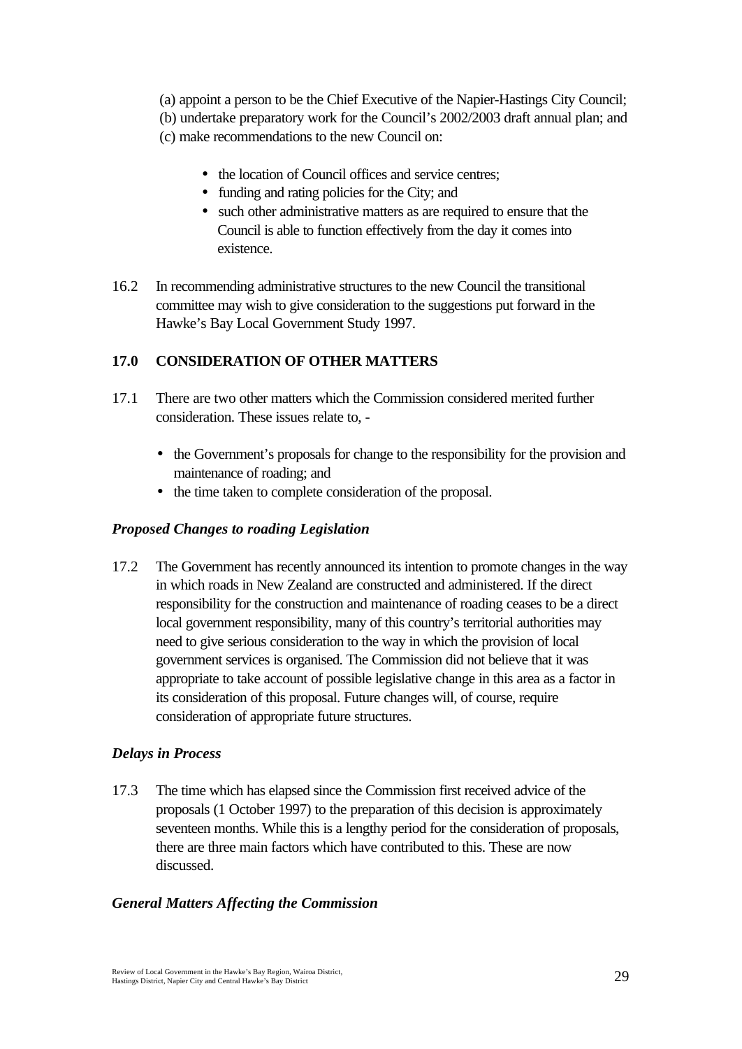(a) appoint a person to be the Chief Executive of the Napier-Hastings City Council;
(b) undertake preparatory work for the Council's 2002/2003 draft annual plan; and
(c) make recommendations to the new Council on:

- the location of Council offices and service centres;
- funding and rating policies for the City; and
- such other administrative matters as are required to ensure that the Council is able to function effectively from the day it comes into existence.

16.2 In recommending administrative structures to the new Council the transitional committee may wish to give consideration to the suggestions put forward in the Hawke's Bay Local Government Study 1997.

## 17.0 CONSIDERATION OF OTHER MATTERS

17.1 There are two other matters which the Commission considered merited further consideration. These issues relate to, -

- the Government's proposals for change to the responsibility for the provision and maintenance of roading; and
- the time taken to complete consideration of the proposal.

### *Proposed Changes to roading Legislation*

17.2 The Government has recently announced its intention to promote changes in the way in which roads in New Zealand are constructed and administered. If the direct responsibility for the construction and maintenance of roading ceases to be a direct local government responsibility, many of this country's territorial authorities may need to give serious consideration to the way in which the provision of local government services is organised. The Commission did not believe that it was appropriate to take account of possible legislative change in this area as a factor in its consideration of this proposal. Future changes will, of course, require consideration of appropriate future structures.

### *Delays in Process*

17.3 The time which has elapsed since the Commission first received advice of the proposals (1 October 1997) to the preparation of this decision is approximately seventeen months. While this is a lengthy period for the consideration of proposals, there are three main factors which have contributed to this. These are now discussed.

### *General Matters Affecting the Commission*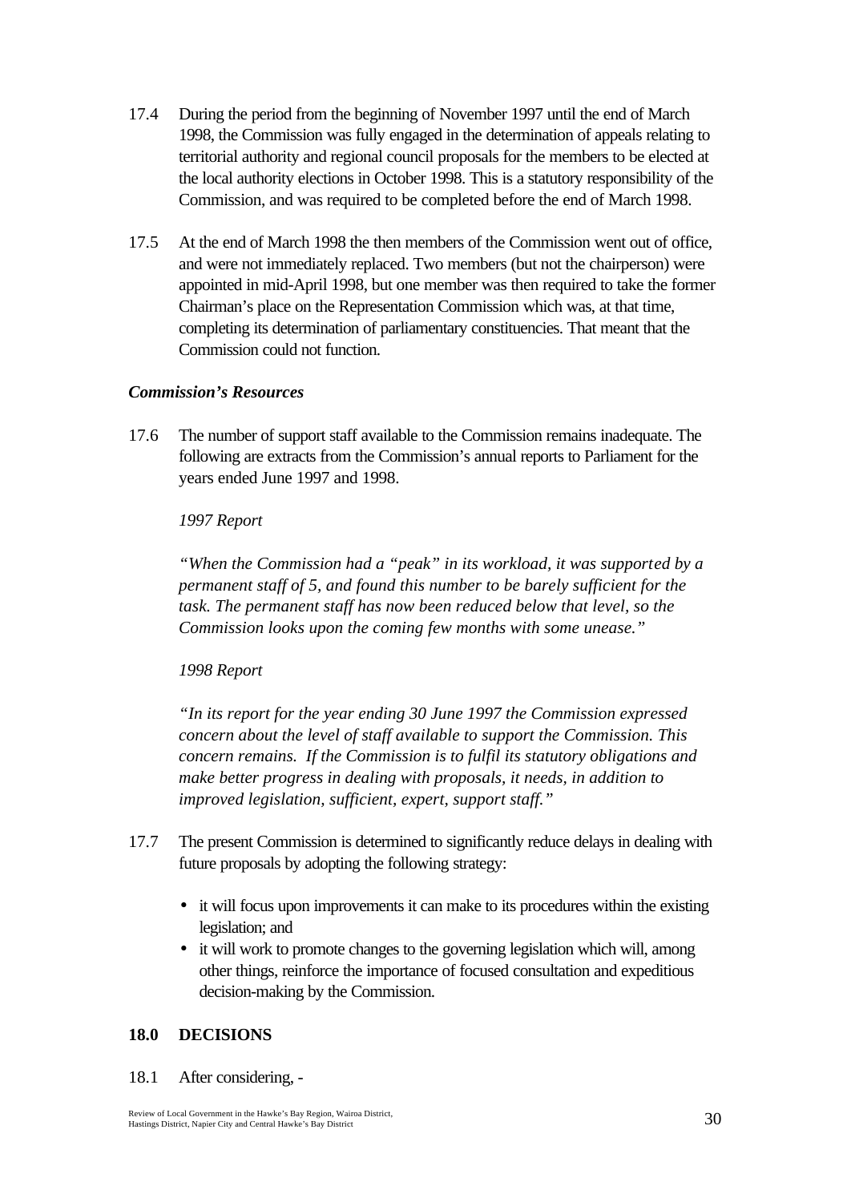17.4 During the period from the beginning of November 1997 until the end of March 1998, the Commission was fully engaged in the determination of appeals relating to territorial authority and regional council proposals for the members to be elected at the local authority elections in October 1998. This is a statutory responsibility of the Commission, and was required to be completed before the end of March 1998.

17.5 At the end of March 1998 the then members of the Commission went out of office, and were not immediately replaced. Two members (but not the chairperson) were appointed in mid-April 1998, but one member was then required to take the former Chairman's place on the Representation Commission which was, at that time, completing its determination of parliamentary constituencies. That meant that the Commission could not function.

***Commission's Resources***

17.6 The number of support staff available to the Commission remains inadequate. The following are extracts from the Commission's annual reports to Parliament for the years ended June 1997 and 1998.

*1997 Report*

*"When the Commission had a "peak" in its workload, it was supported by a permanent staff of 5, and found this number to be barely sufficient for the task. The permanent staff has now been reduced below that level, so the Commission looks upon the coming few months with some unease."*

*1998 Report*

*"In its report for the year ending 30 June 1997 the Commission expressed concern about the level of staff available to support the Commission. This concern remains. If the Commission is to fulfil its statutory obligations and make better progress in dealing with proposals, it needs, in addition to improved legislation, sufficient, expert, support staff."*

17.7 The present Commission is determined to significantly reduce delays in dealing with future proposals by adopting the following strategy:

- it will focus upon improvements it can make to its procedures within the existing legislation; and
- it will work to promote changes to the governing legislation which will, among other things, reinforce the importance of focused consultation and expeditious decision-making by the Commission.

## 18.0 DECISIONS

18.1 After considering, -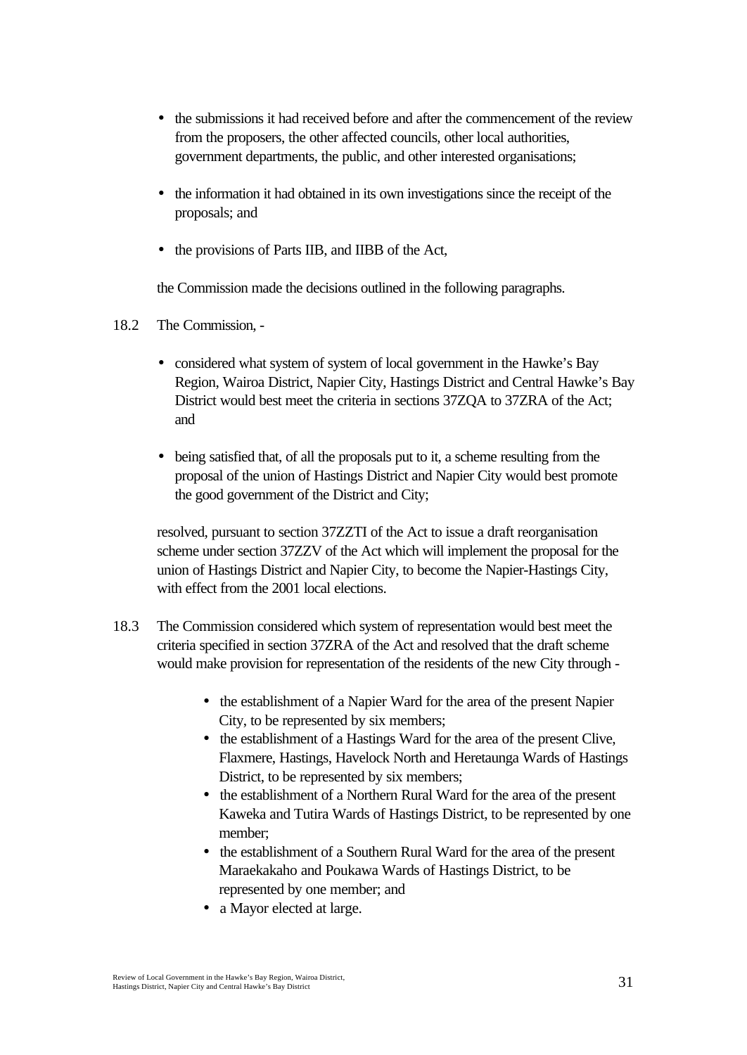- the submissions it had received before and after the commencement of the review from the proposers, the other affected councils, other local authorities, government departments, the public, and other interested organisations;

- the information it had obtained in its own investigations since the receipt of the proposals; and

- the provisions of Parts IIB, and IIBB of the Act,

the Commission made the decisions outlined in the following paragraphs.

18.2 The Commission, -

- considered what system of system of local government in the Hawke's Bay Region, Wairoa District, Napier City, Hastings District and Central Hawke's Bay District would best meet the criteria in sections 37ZQA to 37ZRA of the Act; and

- being satisfied that, of all the proposals put to it, a scheme resulting from the proposal of the union of Hastings District and Napier City would best promote the good government of the District and City;

resolved, pursuant to section 37ZZTI of the Act to issue a draft reorganisation scheme under section 37ZZV of the Act which will implement the proposal for the union of Hastings District and Napier City, to become the Napier-Hastings City, with effect from the 2001 local elections.

18.3 The Commission considered which system of representation would best meet the criteria specified in section 37ZRA of the Act and resolved that the draft scheme would make provision for representation of the residents of the new City through -

- the establishment of a Napier Ward for the area of the present Napier City, to be represented by six members;
- the establishment of a Hastings Ward for the area of the present Clive, Flaxmere, Hastings, Havelock North and Heretaunga Wards of Hastings District, to be represented by six members;
- the establishment of a Northern Rural Ward for the area of the present Kaweka and Tutira Wards of Hastings District, to be represented by one member;
- the establishment of a Southern Rural Ward for the area of the present Maraekakaho and Poukawa Wards of Hastings District, to be represented by one member; and
- a Mayor elected at large.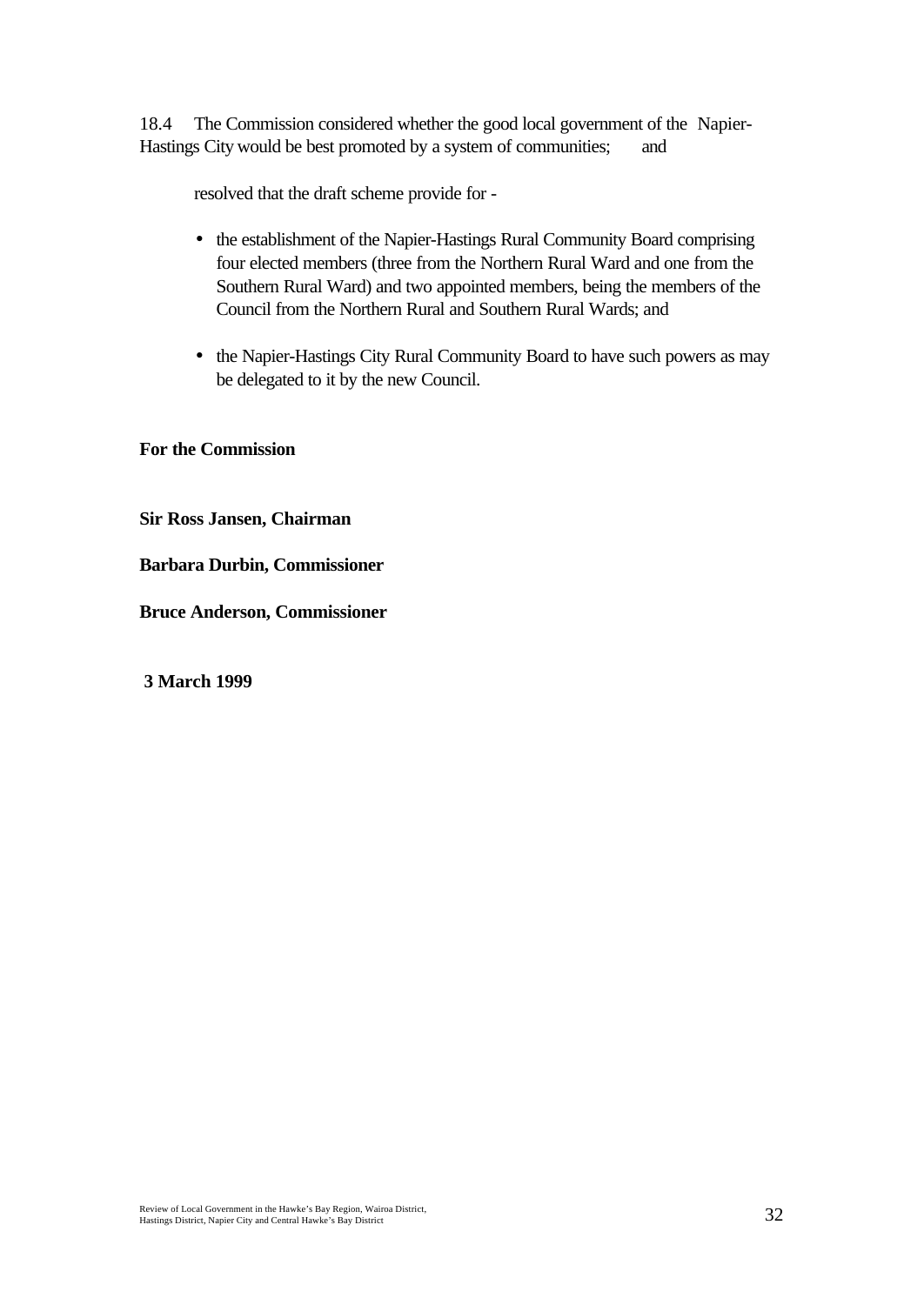18.4 The Commission considered whether the good local government of the Napier-Hastings City would be best promoted by a system of communities; and

resolved that the draft scheme provide for -

- the establishment of the Napier-Hastings Rural Community Board comprising four elected members (three from the Northern Rural Ward and one from the Southern Rural Ward) and two appointed members, being the members of the Council from the Northern Rural and Southern Rural Wards; and

- the Napier-Hastings City Rural Community Board to have such powers as may be delegated to it by the new Council.

**For the Commission**

**Sir Ross Jansen, Chairman**

**Barbara Durbin, Commissioner**

**Bruce Anderson, Commissioner**

**3 March 1999**